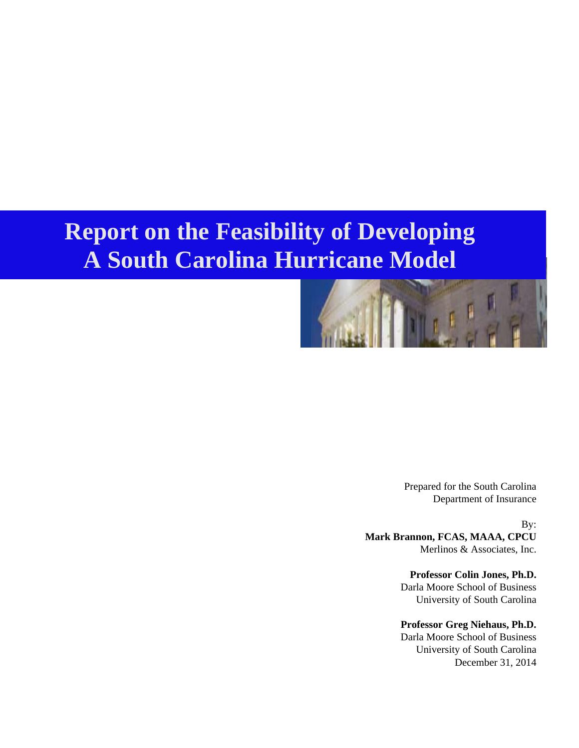# Report on the Feasibility of Developing A South Carolina Hurricane Model

Prepared for the South Carolina Department of Insurance

By:

**Mark Brannon, FCAS, MAAA, CPCU**
Merlinos & Associates, Inc.

**Professor Colin Jones, Ph.D.**
Darla Moore School of Business
University of South Carolina

**Professor Greg Niehaus, Ph.D.**
Darla Moore School of Business
University of South Carolina

December 31, 2014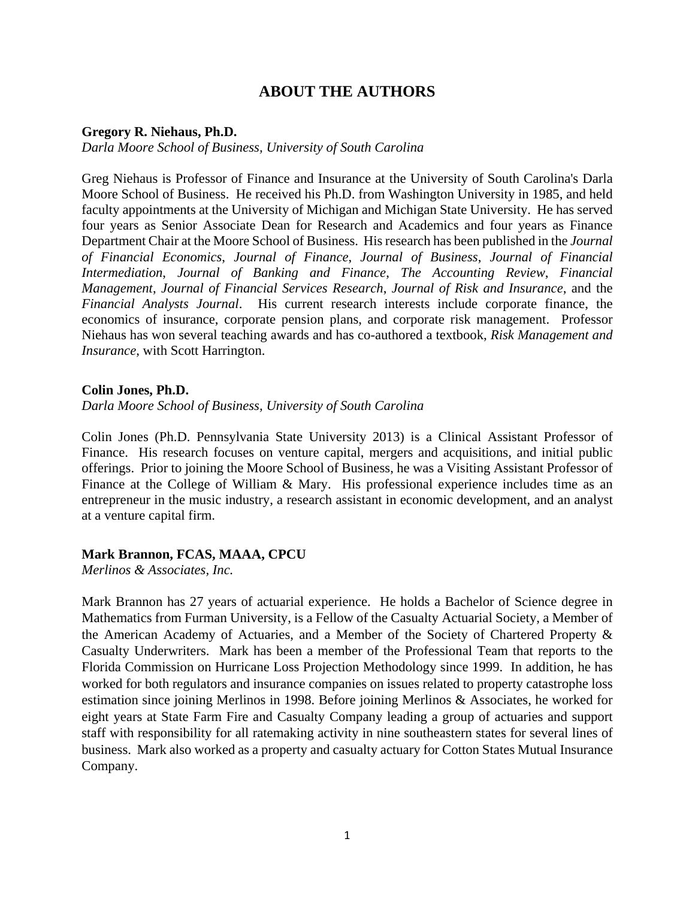# ABOUT THE AUTHORS

**Gregory R. Niehaus, Ph.D.**
*Darla Moore School of Business, University of South Carolina*

Greg Niehaus is Professor of Finance and Insurance at the University of South Carolina's Darla Moore School of Business. He received his Ph.D. from Washington University in 1985, and held faculty appointments at the University of Michigan and Michigan State University. He has served four years as Senior Associate Dean for Research and Academics and four years as Finance Department Chair at the Moore School of Business. His research has been published in the *Journal of Financial Economics*, *Journal of Finance*, *Journal of Business*, *Journal of Financial Intermediation*, *Journal of Banking and Finance*, *The Accounting Review*, *Financial Management*, *Journal of Financial Services Research*, *Journal of Risk and Insurance*, and the *Financial Analysts Journal*. His current research interests include corporate finance, the economics of insurance, corporate pension plans, and corporate risk management. Professor Niehaus has won several teaching awards and has co-authored a textbook, *Risk Management and Insurance*, with Scott Harrington.

**Colin Jones, Ph.D.**
*Darla Moore School of Business, University of South Carolina*

Colin Jones (Ph.D. Pennsylvania State University 2013) is a Clinical Assistant Professor of Finance. His research focuses on venture capital, mergers and acquisitions, and initial public offerings. Prior to joining the Moore School of Business, he was a Visiting Assistant Professor of Finance at the College of William & Mary. His professional experience includes time as an entrepreneur in the music industry, a research assistant in economic development, and an analyst at a venture capital firm.

**Mark Brannon, FCAS, MAAA, CPCU**
*Merlinos & Associates, Inc.*

Mark Brannon has 27 years of actuarial experience. He holds a Bachelor of Science degree in Mathematics from Furman University, is a Fellow of the Casualty Actuarial Society, a Member of the American Academy of Actuaries, and a Member of the Society of Chartered Property & Casualty Underwriters. Mark has been a member of the Professional Team that reports to the Florida Commission on Hurricane Loss Projection Methodology since 1999. In addition, he has worked for both regulators and insurance companies on issues related to property catastrophe loss estimation since joining Merlinos in 1998. Before joining Merlinos & Associates, he worked for eight years at State Farm Fire and Casualty Company leading a group of actuaries and support staff with responsibility for all ratemaking activity in nine southeastern states for several lines of business. Mark also worked as a property and casualty actuary for Cotton States Mutual Insurance Company.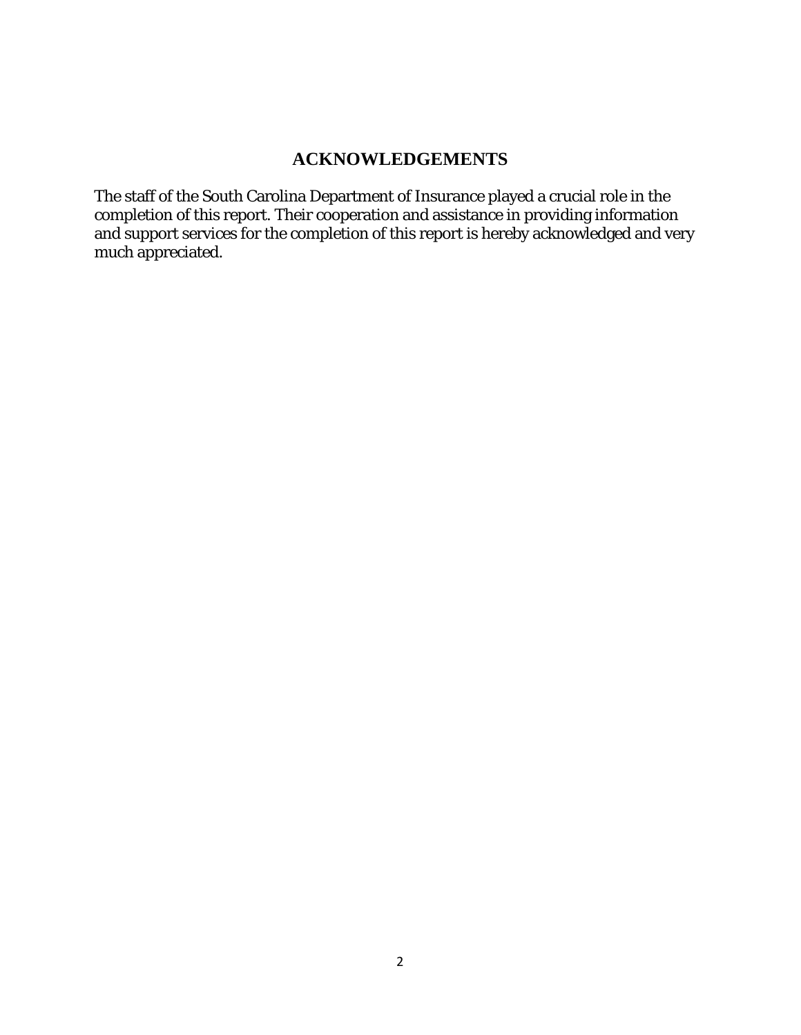## ACKNOWLEDGEMENTS

The staff of the South Carolina Department of Insurance played a crucial role in the completion of this report. Their cooperation and assistance in providing information and support services for the completion of this report is hereby acknowledged and very much appreciated.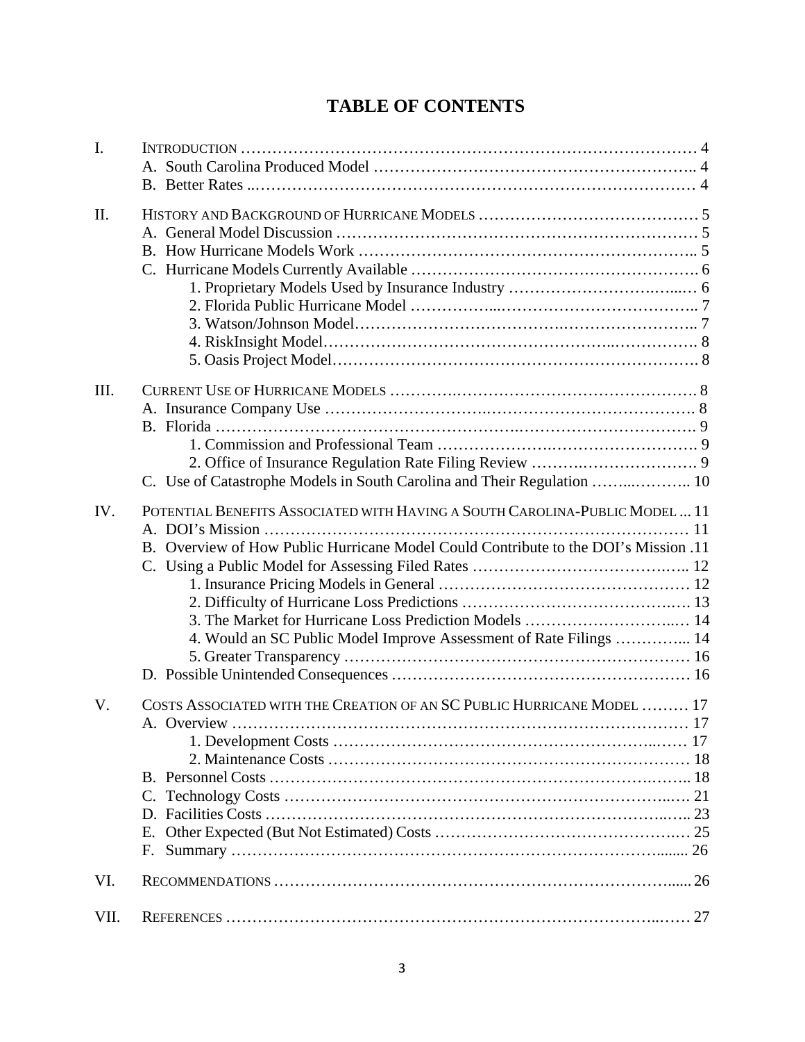# TABLE OF CONTENTS

I. INTRODUCTION ............................................................................ 4
- A. South Carolina Produced Model ........................................................ 4
- B. Better Rates ........................................................................ 4

II. HISTORY AND BACKGROUND OF HURRICANE MODELS ........................................ 5
- A. General Model Discussion ............................................................ 5
- B. How Hurricane Models Work ........................................................... 5
- C. Hurricane Models Currently Available ................................................ 6
  - 1. Proprietary Models Used by Insurance Industry .................................... 6
  - 2. Florida Public Hurricane Model ................................................... 7
  - 3. Watson/Johnson Model ............................................................. 7
  - 4. RiskInsight Model ................................................................ 8
  - 5. Oasis Project Model .............................................................. 8

III. CURRENT USE OF HURRICANE MODELS ................................................... 8
- A. Insurance Company Use ............................................................... 8
- B. Florida ............................................................................. 9
  - 1. Commission and Professional Team ................................................. 9
  - 2. Office of Insurance Regulation Rate Filing Review ................................ 9
- C. Use of Catastrophe Models in South Carolina and Their Regulation .................. 10

IV. POTENTIAL BENEFITS ASSOCIATED WITH HAVING A SOUTH CAROLINA-PUBLIC MODEL ... 11
- A. DOI's Mission ....................................................................... 11
- B. Overview of How Public Hurricane Model Could Contribute to the DOI's Mission .11
- C. Using a Public Model for Assessing Filed Rates ..................................... 12
  - 1. Insurance Pricing Models in General .............................................. 12
  - 2. Difficulty of Hurricane Loss Predictions ......................................... 13
  - 3. The Market for Hurricane Loss Prediction Models .................................. 14
  - 4. Would an SC Public Model Improve Assessment of Rate Filings ...................... 14
  - 5. Greater Transparency ............................................................. 16
- D. Possible Unintended Consequences .................................................... 16

V. COSTS ASSOCIATED WITH THE CREATION OF AN SC PUBLIC HURRICANE MODEL ......... 17
- A. Overview ............................................................................ 17
  - 1. Development Costs ................................................................ 17
  - 2. Maintenance Costs ................................................................ 18
- B. Personnel Costs ..................................................................... 18
- C. Technology Costs .................................................................... 21
- D. Facilities Costs .................................................................... 23
- E. Other Expected (But Not Estimated) Costs ............................................ 25
- F. Summary ............................................................................. 26

VI. RECOMMENDATIONS ........................................................................ 26

VII. REFERENCES ............................................................................. 27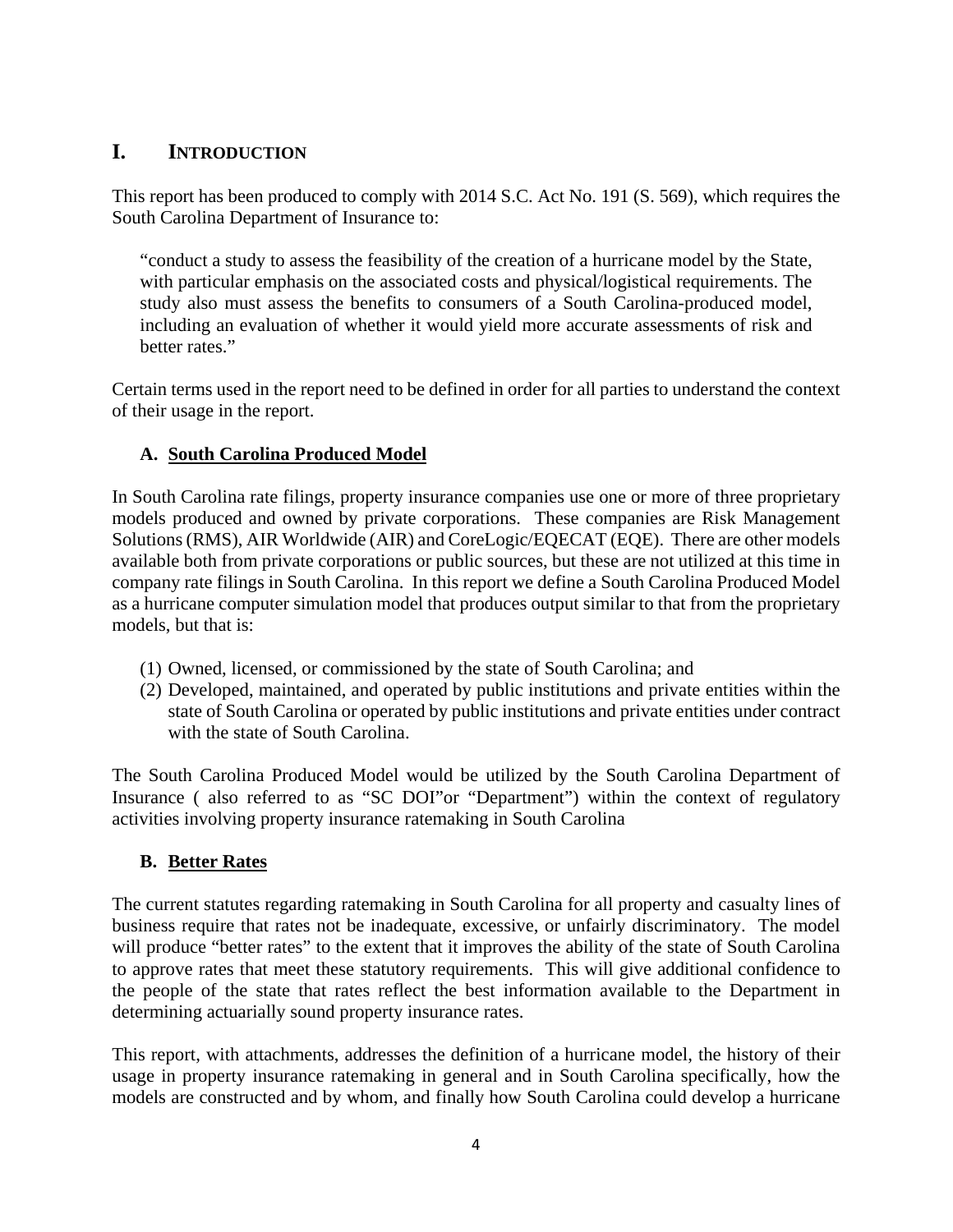# I. INTRODUCTION

This report has been produced to comply with 2014 S.C. Act No. 191 (S. 569), which requires the South Carolina Department of Insurance to:

> "conduct a study to assess the feasibility of the creation of a hurricane model by the State, with particular emphasis on the associated costs and physical/logistical requirements. The study also must assess the benefits to consumers of a South Carolina-produced model, including an evaluation of whether it would yield more accurate assessments of risk and better rates."

Certain terms used in the report need to be defined in order for all parties to understand the context of their usage in the report.

## A. South Carolina Produced Model

In South Carolina rate filings, property insurance companies use one or more of three proprietary models produced and owned by private corporations. These companies are Risk Management Solutions (RMS), AIR Worldwide (AIR) and CoreLogic/EQECAT (EQE). There are other models available both from private corporations or public sources, but these are not utilized at this time in company rate filings in South Carolina. In this report we define a South Carolina Produced Model as a hurricane computer simulation model that produces output similar to that from the proprietary models, but that is:

(1) Owned, licensed, or commissioned by the state of South Carolina; and
(2) Developed, maintained, and operated by public institutions and private entities within the state of South Carolina or operated by public institutions and private entities under contract with the state of South Carolina.

The South Carolina Produced Model would be utilized by the South Carolina Department of Insurance ( also referred to as "SC DOI"or "Department") within the context of regulatory activities involving property insurance ratemaking in South Carolina

## B. Better Rates

The current statutes regarding ratemaking in South Carolina for all property and casualty lines of business require that rates not be inadequate, excessive, or unfairly discriminatory. The model will produce "better rates" to the extent that it improves the ability of the state of South Carolina to approve rates that meet these statutory requirements. This will give additional confidence to the people of the state that rates reflect the best information available to the Department in determining actuarially sound property insurance rates.

This report, with attachments, addresses the definition of a hurricane model, the history of their usage in property insurance ratemaking in general and in South Carolina specifically, how the models are constructed and by whom, and finally how South Carolina could develop a hurricane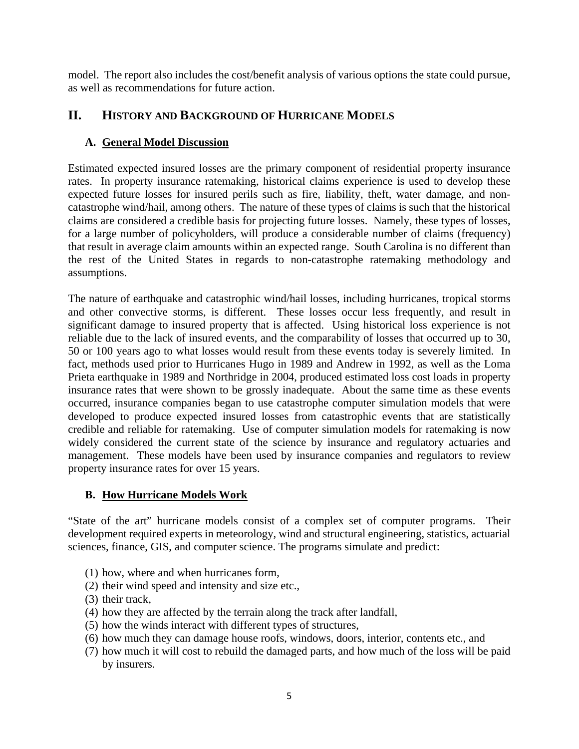model. The report also includes the cost/benefit analysis of various options the state could pursue, as well as recommendations for future action.

## II. HISTORY AND BACKGROUND OF HURRICANE MODELS

### A. General Model Discussion

Estimated expected insured losses are the primary component of residential property insurance rates. In property insurance ratemaking, historical claims experience is used to develop these expected future losses for insured perils such as fire, liability, theft, water damage, and non-catastrophe wind/hail, among others. The nature of these types of claims is such that the historical claims are considered a credible basis for projecting future losses. Namely, these types of losses, for a large number of policyholders, will produce a considerable number of claims (frequency) that result in average claim amounts within an expected range. South Carolina is no different than the rest of the United States in regards to non-catastrophe ratemaking methodology and assumptions.

The nature of earthquake and catastrophic wind/hail losses, including hurricanes, tropical storms and other convective storms, is different. These losses occur less frequently, and result in significant damage to insured property that is affected. Using historical loss experience is not reliable due to the lack of insured events, and the comparability of losses that occurred up to 30, 50 or 100 years ago to what losses would result from these events today is severely limited. In fact, methods used prior to Hurricanes Hugo in 1989 and Andrew in 1992, as well as the Loma Prieta earthquake in 1989 and Northridge in 2004, produced estimated loss cost loads in property insurance rates that were shown to be grossly inadequate. About the same time as these events occurred, insurance companies began to use catastrophe computer simulation models that were developed to produce expected insured losses from catastrophic events that are statistically credible and reliable for ratemaking. Use of computer simulation models for ratemaking is now widely considered the current state of the science by insurance and regulatory actuaries and management. These models have been used by insurance companies and regulators to review property insurance rates for over 15 years.

### B. How Hurricane Models Work

"State of the art" hurricane models consist of a complex set of computer programs. Their development required experts in meteorology, wind and structural engineering, statistics, actuarial sciences, finance, GIS, and computer science. The programs simulate and predict:

(1) how, where and when hurricanes form,
(2) their wind speed and intensity and size etc.,
(3) their track,
(4) how they are affected by the terrain along the track after landfall,
(5) how the winds interact with different types of structures,
(6) how much they can damage house roofs, windows, doors, interior, contents etc., and
(7) how much it will cost to rebuild the damaged parts, and how much of the loss will be paid by insurers.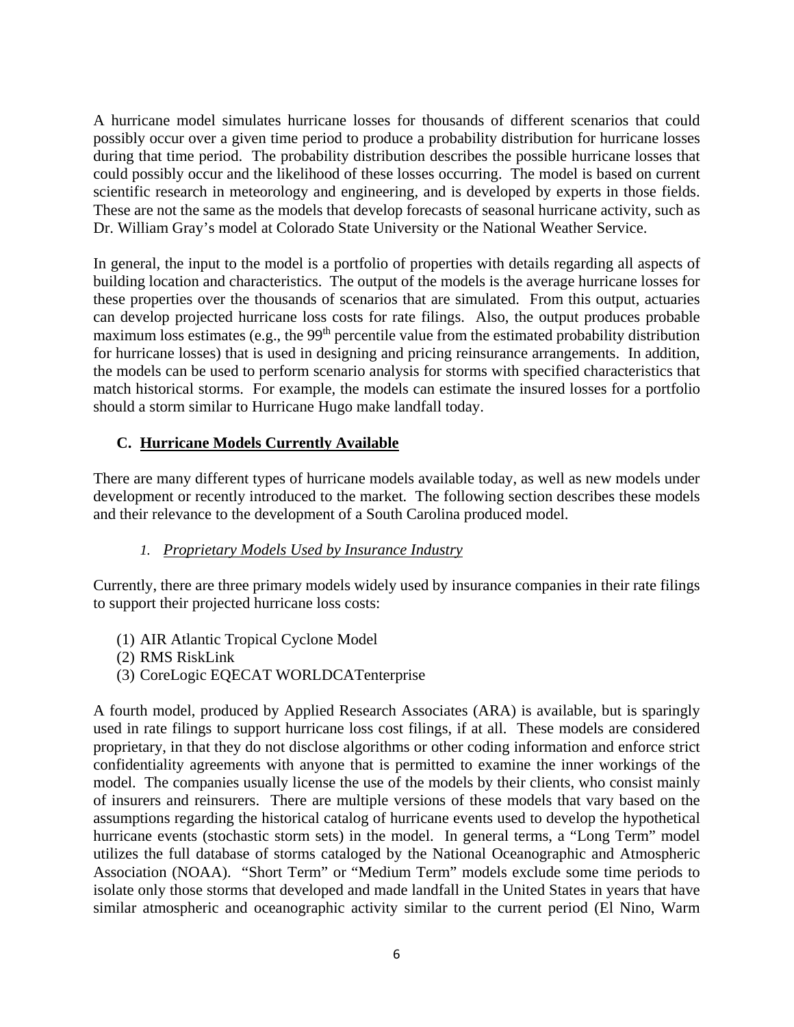A hurricane model simulates hurricane losses for thousands of different scenarios that could possibly occur over a given time period to produce a probability distribution for hurricane losses during that time period. The probability distribution describes the possible hurricane losses that could possibly occur and the likelihood of these losses occurring. The model is based on current scientific research in meteorology and engineering, and is developed by experts in those fields. These are not the same as the models that develop forecasts of seasonal hurricane activity, such as Dr. William Gray's model at Colorado State University or the National Weather Service.

In general, the input to the model is a portfolio of properties with details regarding all aspects of building location and characteristics. The output of the models is the average hurricane losses for these properties over the thousands of scenarios that are simulated. From this output, actuaries can develop projected hurricane loss costs for rate filings. Also, the output produces probable maximum loss estimates (e.g., the 99th percentile value from the estimated probability distribution for hurricane losses) that is used in designing and pricing reinsurance arrangements. In addition, the models can be used to perform scenario analysis for storms with specified characteristics that match historical storms. For example, the models can estimate the insured losses for a portfolio should a storm similar to Hurricane Hugo make landfall today.

## C. Hurricane Models Currently Available

There are many different types of hurricane models available today, as well as new models under development or recently introduced to the market. The following section describes these models and their relevance to the development of a South Carolina produced model.

### 1. *Proprietary Models Used by Insurance Industry*

Currently, there are three primary models widely used by insurance companies in their rate filings to support their projected hurricane loss costs:

(1) AIR Atlantic Tropical Cyclone Model
(2) RMS RiskLink
(3) CoreLogic EQECAT WORLDCATenterprise

A fourth model, produced by Applied Research Associates (ARA) is available, but is sparingly used in rate filings to support hurricane loss cost filings, if at all. These models are considered proprietary, in that they do not disclose algorithms or other coding information and enforce strict confidentiality agreements with anyone that is permitted to examine the inner workings of the model. The companies usually license the use of the models by their clients, who consist mainly of insurers and reinsurers. There are multiple versions of these models that vary based on the assumptions regarding the historical catalog of hurricane events used to develop the hypothetical hurricane events (stochastic storm sets) in the model. In general terms, a "Long Term" model utilizes the full database of storms cataloged by the National Oceanographic and Atmospheric Association (NOAA). "Short Term" or "Medium Term" models exclude some time periods to isolate only those storms that developed and made landfall in the United States in years that have similar atmospheric and oceanographic activity similar to the current period (El Nino, Warm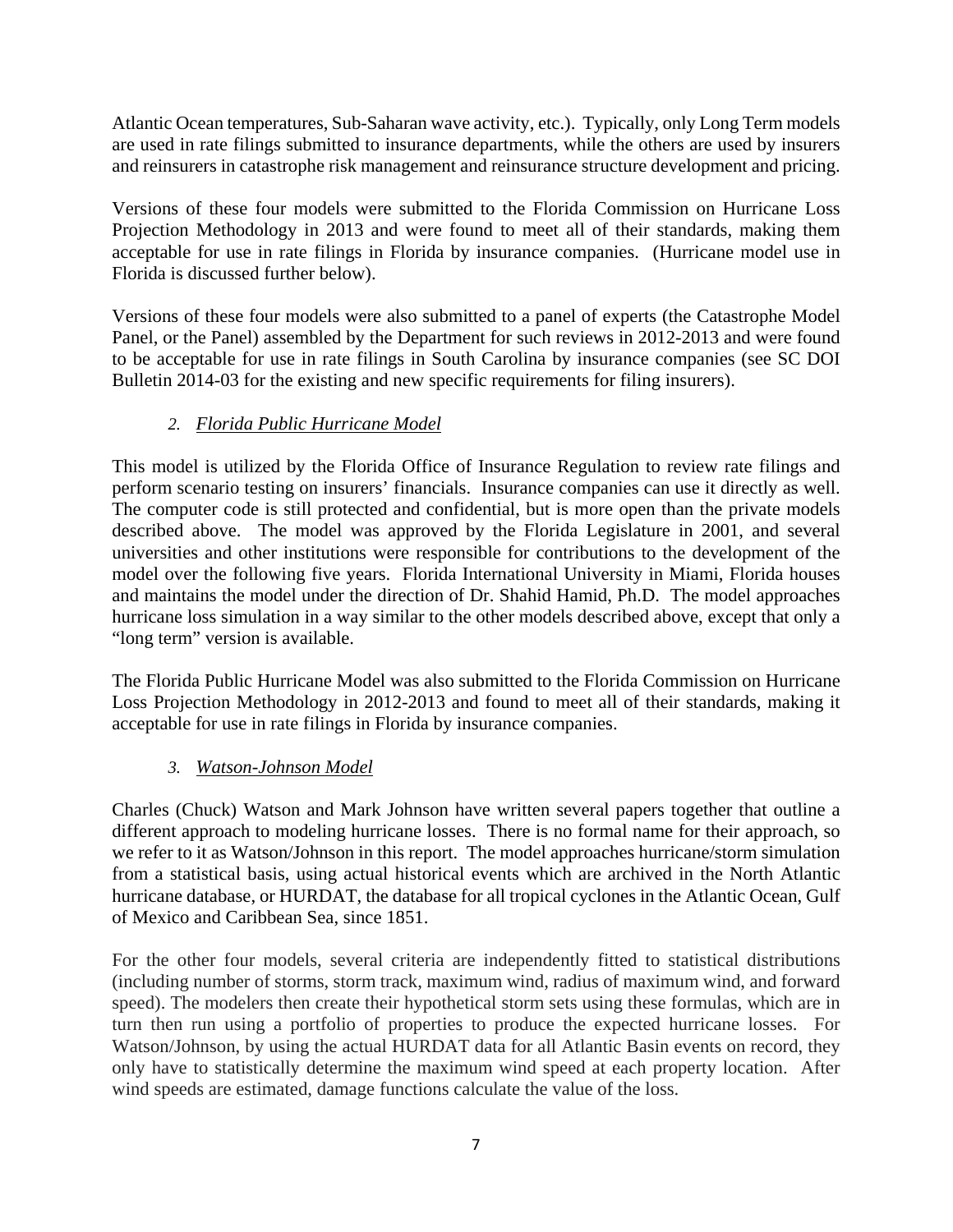Atlantic Ocean temperatures, Sub-Saharan wave activity, etc.). Typically, only Long Term models are used in rate filings submitted to insurance departments, while the others are used by insurers and reinsurers in catastrophe risk management and reinsurance structure development and pricing.

Versions of these four models were submitted to the Florida Commission on Hurricane Loss Projection Methodology in 2013 and were found to meet all of their standards, making them acceptable for use in rate filings in Florida by insurance companies. (Hurricane model use in Florida is discussed further below).

Versions of these four models were also submitted to a panel of experts (the Catastrophe Model Panel, or the Panel) assembled by the Department for such reviews in 2012-2013 and were found to be acceptable for use in rate filings in South Carolina by insurance companies (see SC DOI Bulletin 2014-03 for the existing and new specific requirements for filing insurers).

### *2. Florida Public Hurricane Model*

This model is utilized by the Florida Office of Insurance Regulation to review rate filings and perform scenario testing on insurers' financials. Insurance companies can use it directly as well. The computer code is still protected and confidential, but is more open than the private models described above. The model was approved by the Florida Legislature in 2001, and several universities and other institutions were responsible for contributions to the development of the model over the following five years. Florida International University in Miami, Florida houses and maintains the model under the direction of Dr. Shahid Hamid, Ph.D. The model approaches hurricane loss simulation in a way similar to the other models described above, except that only a "long term" version is available.

The Florida Public Hurricane Model was also submitted to the Florida Commission on Hurricane Loss Projection Methodology in 2012-2013 and found to meet all of their standards, making it acceptable for use in rate filings in Florida by insurance companies.

### *3. Watson-Johnson Model*

Charles (Chuck) Watson and Mark Johnson have written several papers together that outline a different approach to modeling hurricane losses. There is no formal name for their approach, so we refer to it as Watson/Johnson in this report. The model approaches hurricane/storm simulation from a statistical basis, using actual historical events which are archived in the North Atlantic hurricane database, or HURDAT, the database for all tropical cyclones in the Atlantic Ocean, Gulf of Mexico and Caribbean Sea, since 1851.

For the other four models, several criteria are independently fitted to statistical distributions (including number of storms, storm track, maximum wind, radius of maximum wind, and forward speed). The modelers then create their hypothetical storm sets using these formulas, which are in turn then run using a portfolio of properties to produce the expected hurricane losses. For Watson/Johnson, by using the actual HURDAT data for all Atlantic Basin events on record, they only have to statistically determine the maximum wind speed at each property location. After wind speeds are estimated, damage functions calculate the value of the loss.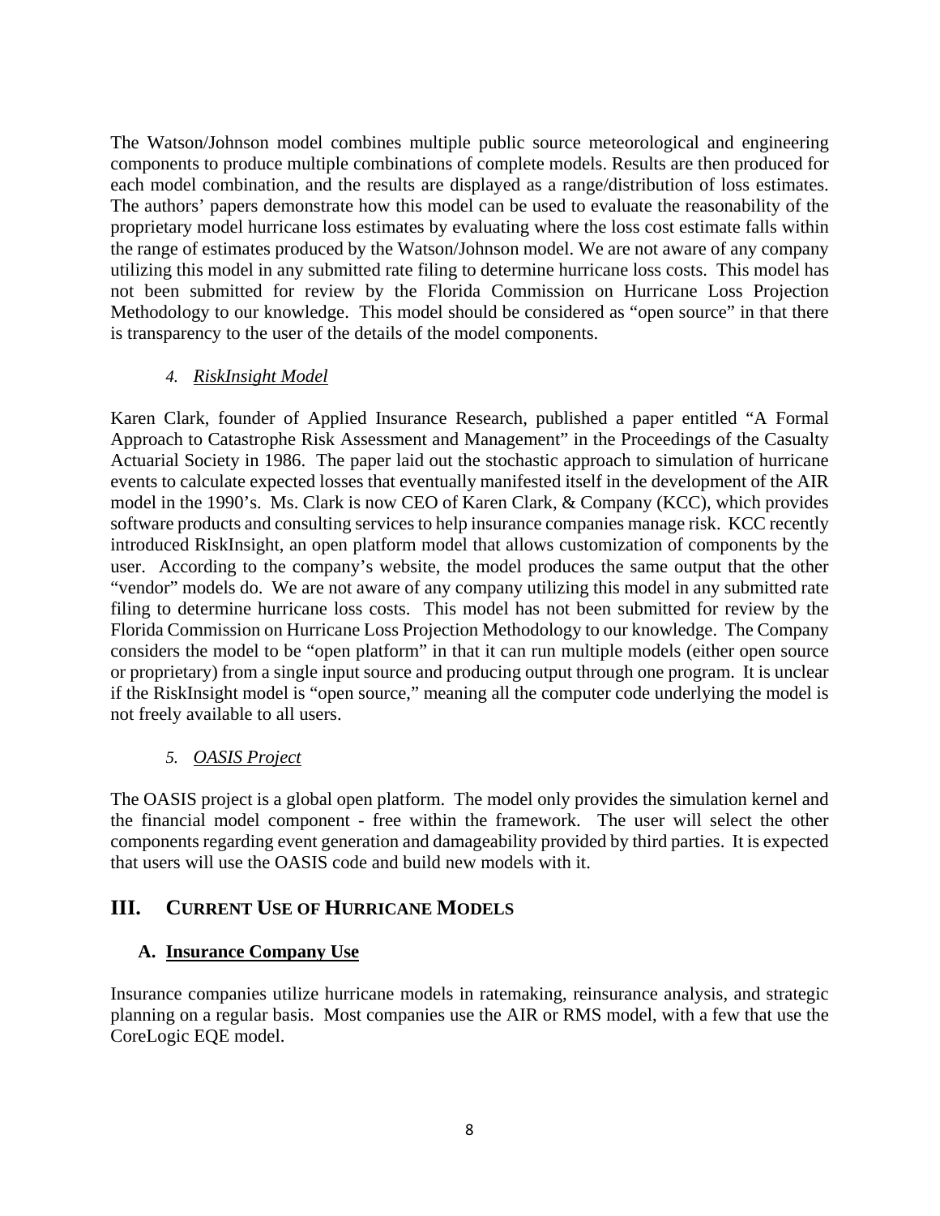The Watson/Johnson model combines multiple public source meteorological and engineering components to produce multiple combinations of complete models. Results are then produced for each model combination, and the results are displayed as a range/distribution of loss estimates. The authors' papers demonstrate how this model can be used to evaluate the reasonability of the proprietary model hurricane loss estimates by evaluating where the loss cost estimate falls within the range of estimates produced by the Watson/Johnson model. We are not aware of any company utilizing this model in any submitted rate filing to determine hurricane loss costs. This model has not been submitted for review by the Florida Commission on Hurricane Loss Projection Methodology to our knowledge. This model should be considered as "open source" in that there is transparency to the user of the details of the model components.

#### 4. *RiskInsight Model*

Karen Clark, founder of Applied Insurance Research, published a paper entitled "A Formal Approach to Catastrophe Risk Assessment and Management" in the Proceedings of the Casualty Actuarial Society in 1986. The paper laid out the stochastic approach to simulation of hurricane events to calculate expected losses that eventually manifested itself in the development of the AIR model in the 1990's. Ms. Clark is now CEO of Karen Clark, & Company (KCC), which provides software products and consulting services to help insurance companies manage risk. KCC recently introduced RiskInsight, an open platform model that allows customization of components by the user. According to the company's website, the model produces the same output that the other "vendor" models do. We are not aware of any company utilizing this model in any submitted rate filing to determine hurricane loss costs. This model has not been submitted for review by the Florida Commission on Hurricane Loss Projection Methodology to our knowledge. The Company considers the model to be "open platform" in that it can run multiple models (either open source or proprietary) from a single input source and producing output through one program. It is unclear if the RiskInsight model is "open source," meaning all the computer code underlying the model is not freely available to all users.

#### 5. *OASIS Project*

The OASIS project is a global open platform. The model only provides the simulation kernel and the financial model component - free within the framework. The user will select the other components regarding event generation and damageability provided by third parties. It is expected that users will use the OASIS code and build new models with it.

## III. Current Use of Hurricane Models

### A. Insurance Company Use

Insurance companies utilize hurricane models in ratemaking, reinsurance analysis, and strategic planning on a regular basis. Most companies use the AIR or RMS model, with a few that use the CoreLogic EQE model.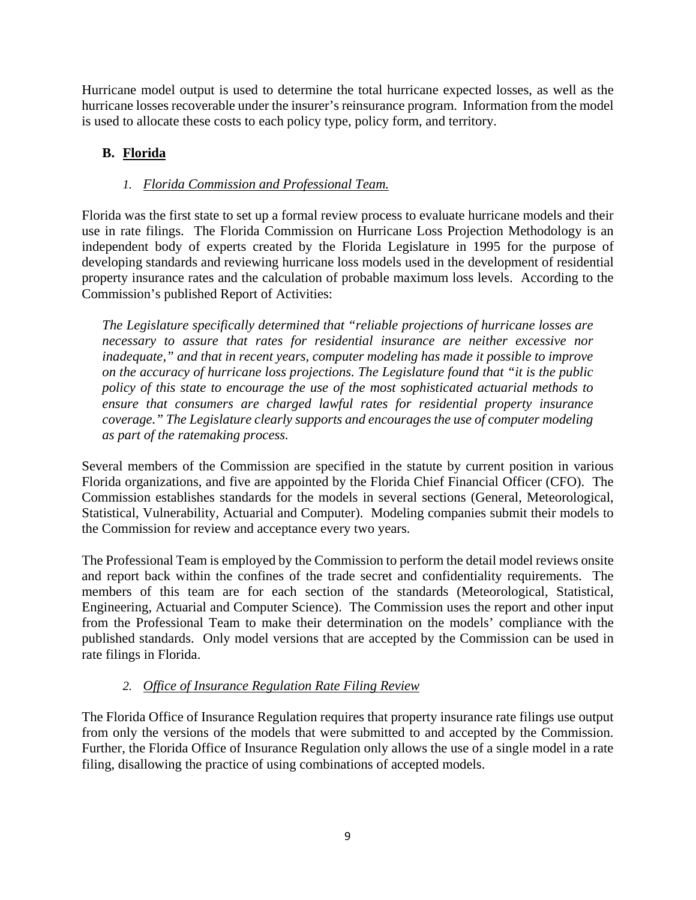Hurricane model output is used to determine the total hurricane expected losses, as well as the hurricane losses recoverable under the insurer's reinsurance program. Information from the model is used to allocate these costs to each policy type, policy form, and territory.

## B. Florida

### 1. *Florida Commission and Professional Team.*

Florida was the first state to set up a formal review process to evaluate hurricane models and their use in rate filings. The Florida Commission on Hurricane Loss Projection Methodology is an independent body of experts created by the Florida Legislature in 1995 for the purpose of developing standards and reviewing hurricane loss models used in the development of residential property insurance rates and the calculation of probable maximum loss levels. According to the Commission's published Report of Activities:

> *The Legislature specifically determined that "reliable projections of hurricane losses are necessary to assure that rates for residential insurance are neither excessive nor inadequate," and that in recent years, computer modeling has made it possible to improve on the accuracy of hurricane loss projections. The Legislature found that "it is the public policy of this state to encourage the use of the most sophisticated actuarial methods to ensure that consumers are charged lawful rates for residential property insurance coverage." The Legislature clearly supports and encourages the use of computer modeling as part of the ratemaking process.*

Several members of the Commission are specified in the statute by current position in various Florida organizations, and five are appointed by the Florida Chief Financial Officer (CFO). The Commission establishes standards for the models in several sections (General, Meteorological, Statistical, Vulnerability, Actuarial and Computer). Modeling companies submit their models to the Commission for review and acceptance every two years.

The Professional Team is employed by the Commission to perform the detail model reviews onsite and report back within the confines of the trade secret and confidentiality requirements. The members of this team are for each section of the standards (Meteorological, Statistical, Engineering, Actuarial and Computer Science). The Commission uses the report and other input from the Professional Team to make their determination on the models' compliance with the published standards. Only model versions that are accepted by the Commission can be used in rate filings in Florida.

### 2. *Office of Insurance Regulation Rate Filing Review*

The Florida Office of Insurance Regulation requires that property insurance rate filings use output from only the versions of the models that were submitted to and accepted by the Commission. Further, the Florida Office of Insurance Regulation only allows the use of a single model in a rate filing, disallowing the practice of using combinations of accepted models.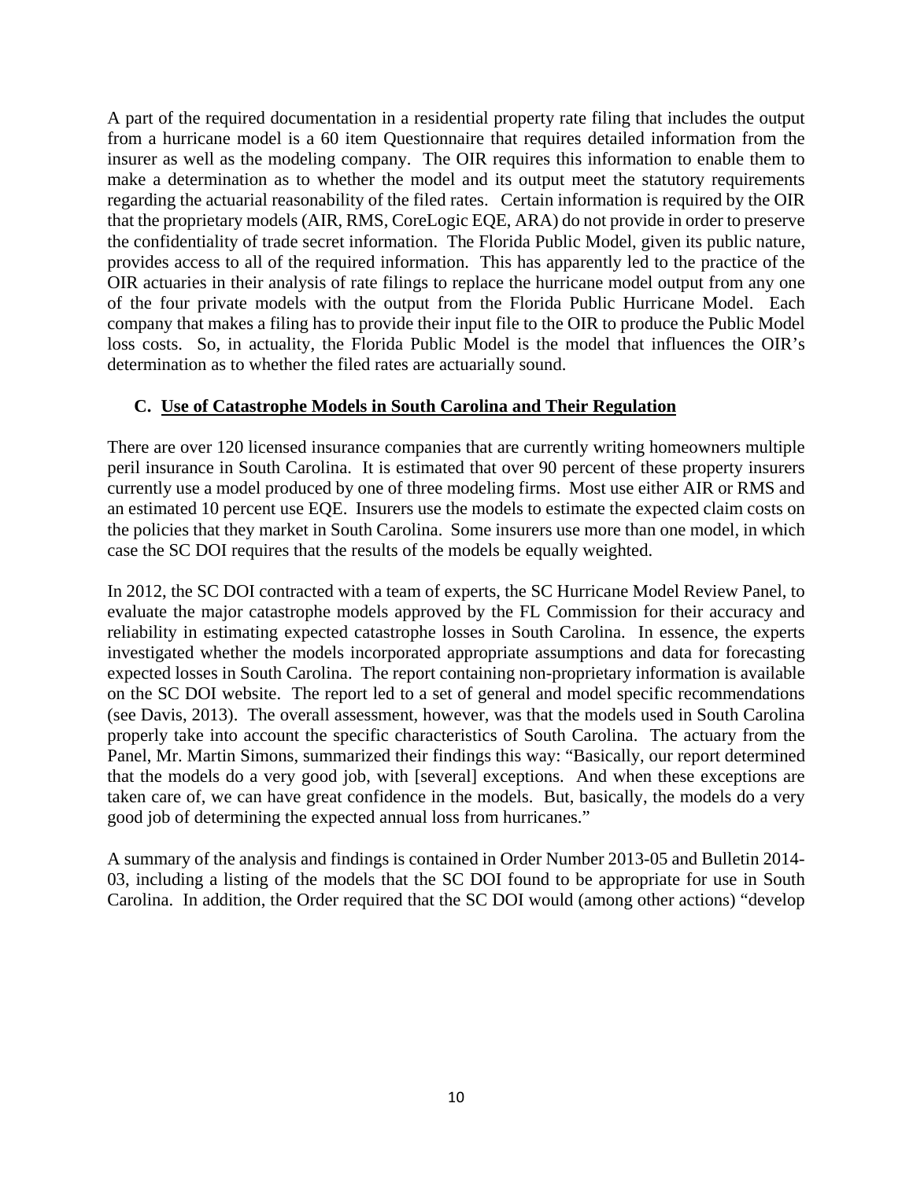A part of the required documentation in a residential property rate filing that includes the output from a hurricane model is a 60 item Questionnaire that requires detailed information from the insurer as well as the modeling company. The OIR requires this information to enable them to make a determination as to whether the model and its output meet the statutory requirements regarding the actuarial reasonability of the filed rates. Certain information is required by the OIR that the proprietary models (AIR, RMS, CoreLogic EQE, ARA) do not provide in order to preserve the confidentiality of trade secret information. The Florida Public Model, given its public nature, provides access to all of the required information. This has apparently led to the practice of the OIR actuaries in their analysis of rate filings to replace the hurricane model output from any one of the four private models with the output from the Florida Public Hurricane Model. Each company that makes a filing has to provide their input file to the OIR to produce the Public Model loss costs. So, in actuality, the Florida Public Model is the model that influences the OIR's determination as to whether the filed rates are actuarially sound.

### C. Use of Catastrophe Models in South Carolina and Their Regulation

There are over 120 licensed insurance companies that are currently writing homeowners multiple peril insurance in South Carolina. It is estimated that over 90 percent of these property insurers currently use a model produced by one of three modeling firms. Most use either AIR or RMS and an estimated 10 percent use EQE. Insurers use the models to estimate the expected claim costs on the policies that they market in South Carolina. Some insurers use more than one model, in which case the SC DOI requires that the results of the models be equally weighted.

In 2012, the SC DOI contracted with a team of experts, the SC Hurricane Model Review Panel, to evaluate the major catastrophe models approved by the FL Commission for their accuracy and reliability in estimating expected catastrophe losses in South Carolina. In essence, the experts investigated whether the models incorporated appropriate assumptions and data for forecasting expected losses in South Carolina. The report containing non-proprietary information is available on the SC DOI website. The report led to a set of general and model specific recommendations (see Davis, 2013). The overall assessment, however, was that the models used in South Carolina properly take into account the specific characteristics of South Carolina. The actuary from the Panel, Mr. Martin Simons, summarized their findings this way: "Basically, our report determined that the models do a very good job, with [several] exceptions. And when these exceptions are taken care of, we can have great confidence in the models. But, basically, the models do a very good job of determining the expected annual loss from hurricanes."

A summary of the analysis and findings is contained in Order Number 2013-05 and Bulletin 2014-03, including a listing of the models that the SC DOI found to be appropriate for use in South Carolina. In addition, the Order required that the SC DOI would (among other actions) "develop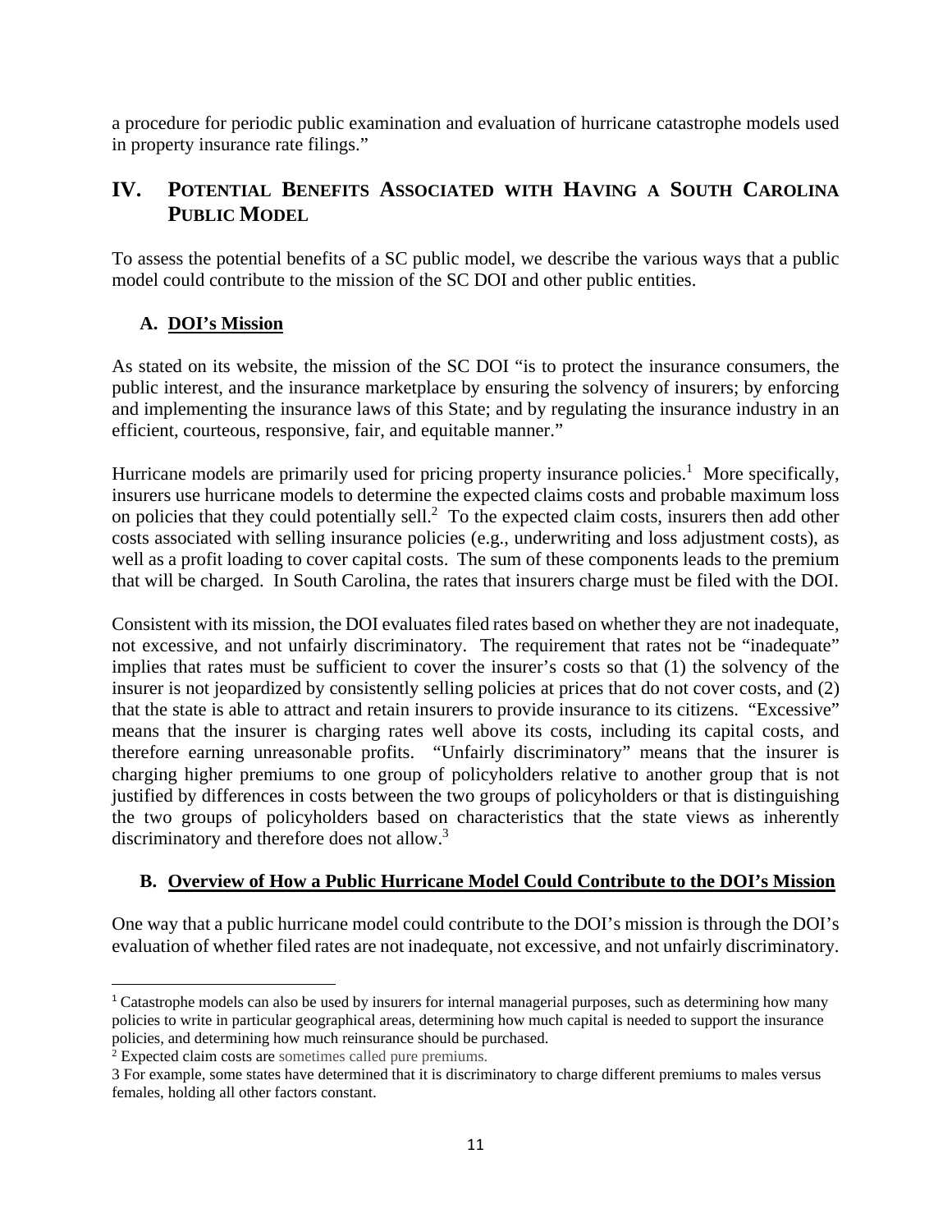a procedure for periodic public examination and evaluation of hurricane catastrophe models used in property insurance rate filings."

## IV. Potential Benefits Associated with Having a South Carolina Public Model

To assess the potential benefits of a SC public model, we describe the various ways that a public model could contribute to the mission of the SC DOI and other public entities.

### A. DOI's Mission

As stated on its website, the mission of the SC DOI "is to protect the insurance consumers, the public interest, and the insurance marketplace by ensuring the solvency of insurers; by enforcing and implementing the insurance laws of this State; and by regulating the insurance industry in an efficient, courteous, responsive, fair, and equitable manner."

Hurricane models are primarily used for pricing property insurance policies.[1] More specifically, insurers use hurricane models to determine the expected claims costs and probable maximum loss on policies that they could potentially sell.[2] To the expected claim costs, insurers then add other costs associated with selling insurance policies (e.g., underwriting and loss adjustment costs), as well as a profit loading to cover capital costs. The sum of these components leads to the premium that will be charged. In South Carolina, the rates that insurers charge must be filed with the DOI.

Consistent with its mission, the DOI evaluates filed rates based on whether they are not inadequate, not excessive, and not unfairly discriminatory. The requirement that rates not be "inadequate" implies that rates must be sufficient to cover the insurer's costs so that (1) the solvency of the insurer is not jeopardized by consistently selling policies at prices that do not cover costs, and (2) that the state is able to attract and retain insurers to provide insurance to its citizens. "Excessive" means that the insurer is charging rates well above its costs, including its capital costs, and therefore earning unreasonable profits. "Unfairly discriminatory" means that the insurer is charging higher premiums to one group of policyholders relative to another group that is not justified by differences in costs between the two groups of policyholders or that is distinguishing the two groups of policyholders based on characteristics that the state views as inherently discriminatory and therefore does not allow.[3]

### B. Overview of How a Public Hurricane Model Could Contribute to the DOI's Mission

One way that a public hurricane model could contribute to the DOI's mission is through the DOI's evaluation of whether filed rates are not inadequate, not excessive, and not unfairly discriminatory.

---

[1] Catastrophe models can also be used by insurers for internal managerial purposes, such as determining how many policies to write in particular geographical areas, determining how much capital is needed to support the insurance policies, and determining how much reinsurance should be purchased.

[2] Expected claim costs are sometimes called pure premiums.

[3] For example, some states have determined that it is discriminatory to charge different premiums to males versus females, holding all other factors constant.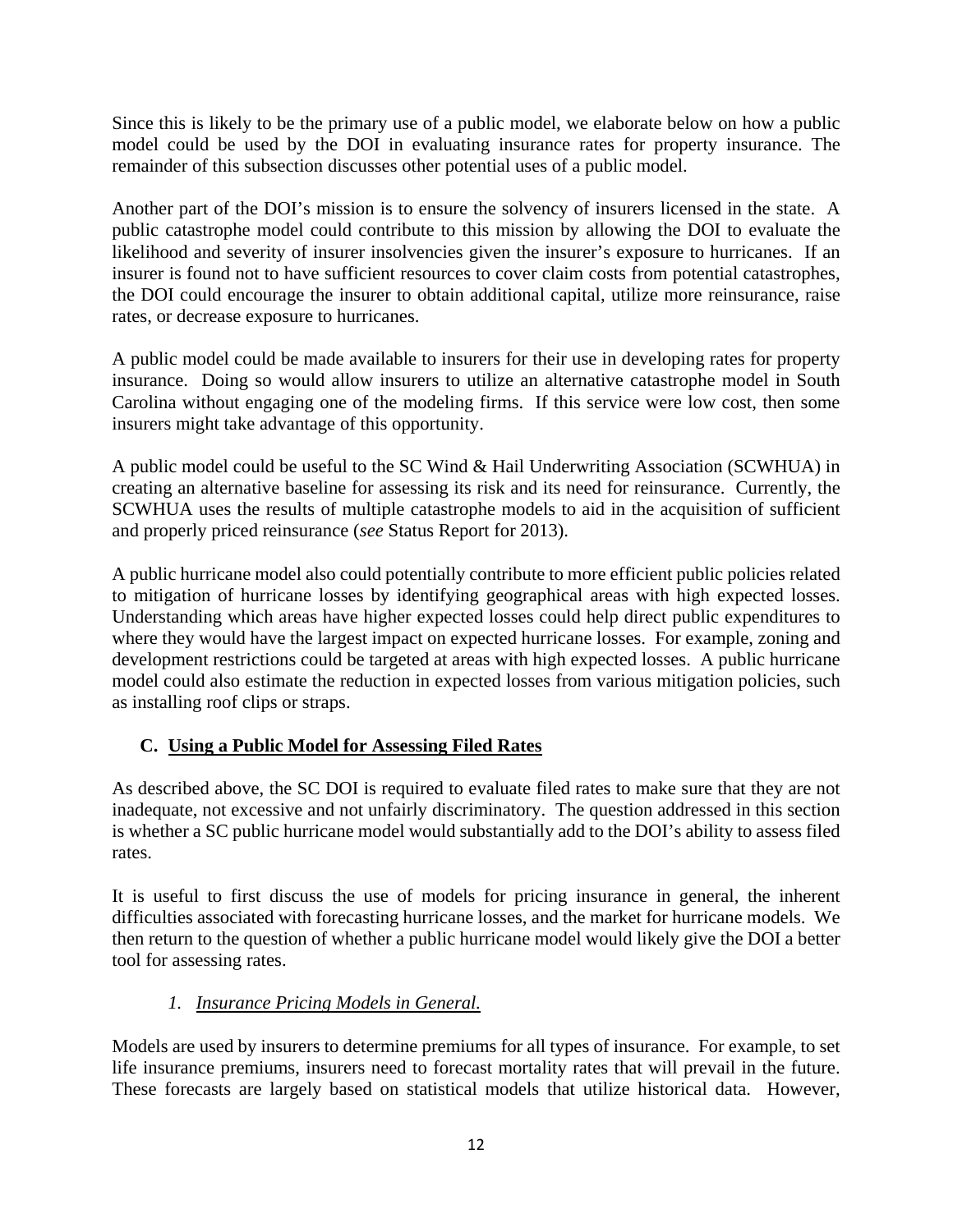Since this is likely to be the primary use of a public model, we elaborate below on how a public model could be used by the DOI in evaluating insurance rates for property insurance. The remainder of this subsection discusses other potential uses of a public model.

Another part of the DOI's mission is to ensure the solvency of insurers licensed in the state. A public catastrophe model could contribute to this mission by allowing the DOI to evaluate the likelihood and severity of insurer insolvencies given the insurer's exposure to hurricanes. If an insurer is found not to have sufficient resources to cover claim costs from potential catastrophes, the DOI could encourage the insurer to obtain additional capital, utilize more reinsurance, raise rates, or decrease exposure to hurricanes.

A public model could be made available to insurers for their use in developing rates for property insurance. Doing so would allow insurers to utilize an alternative catastrophe model in South Carolina without engaging one of the modeling firms. If this service were low cost, then some insurers might take advantage of this opportunity.

A public model could be useful to the SC Wind & Hail Underwriting Association (SCWHUA) in creating an alternative baseline for assessing its risk and its need for reinsurance. Currently, the SCWHUA uses the results of multiple catastrophe models to aid in the acquisition of sufficient and properly priced reinsurance (*see* Status Report for 2013).

A public hurricane model also could potentially contribute to more efficient public policies related to mitigation of hurricane losses by identifying geographical areas with high expected losses. Understanding which areas have higher expected losses could help direct public expenditures to where they would have the largest impact on expected hurricane losses. For example, zoning and development restrictions could be targeted at areas with high expected losses. A public hurricane model could also estimate the reduction in expected losses from various mitigation policies, such as installing roof clips or straps.

## C. <u>Using a Public Model for Assessing Filed Rates</u>

As described above, the SC DOI is required to evaluate filed rates to make sure that they are not inadequate, not excessive and not unfairly discriminatory. The question addressed in this section is whether a SC public hurricane model would substantially add to the DOI's ability to assess filed rates.

It is useful to first discuss the use of models for pricing insurance in general, the inherent difficulties associated with forecasting hurricane losses, and the market for hurricane models. We then return to the question of whether a public hurricane model would likely give the DOI a better tool for assessing rates.

### *1. Insurance Pricing Models in General.*

Models are used by insurers to determine premiums for all types of insurance. For example, to set life insurance premiums, insurers need to forecast mortality rates that will prevail in the future. These forecasts are largely based on statistical models that utilize historical data. However,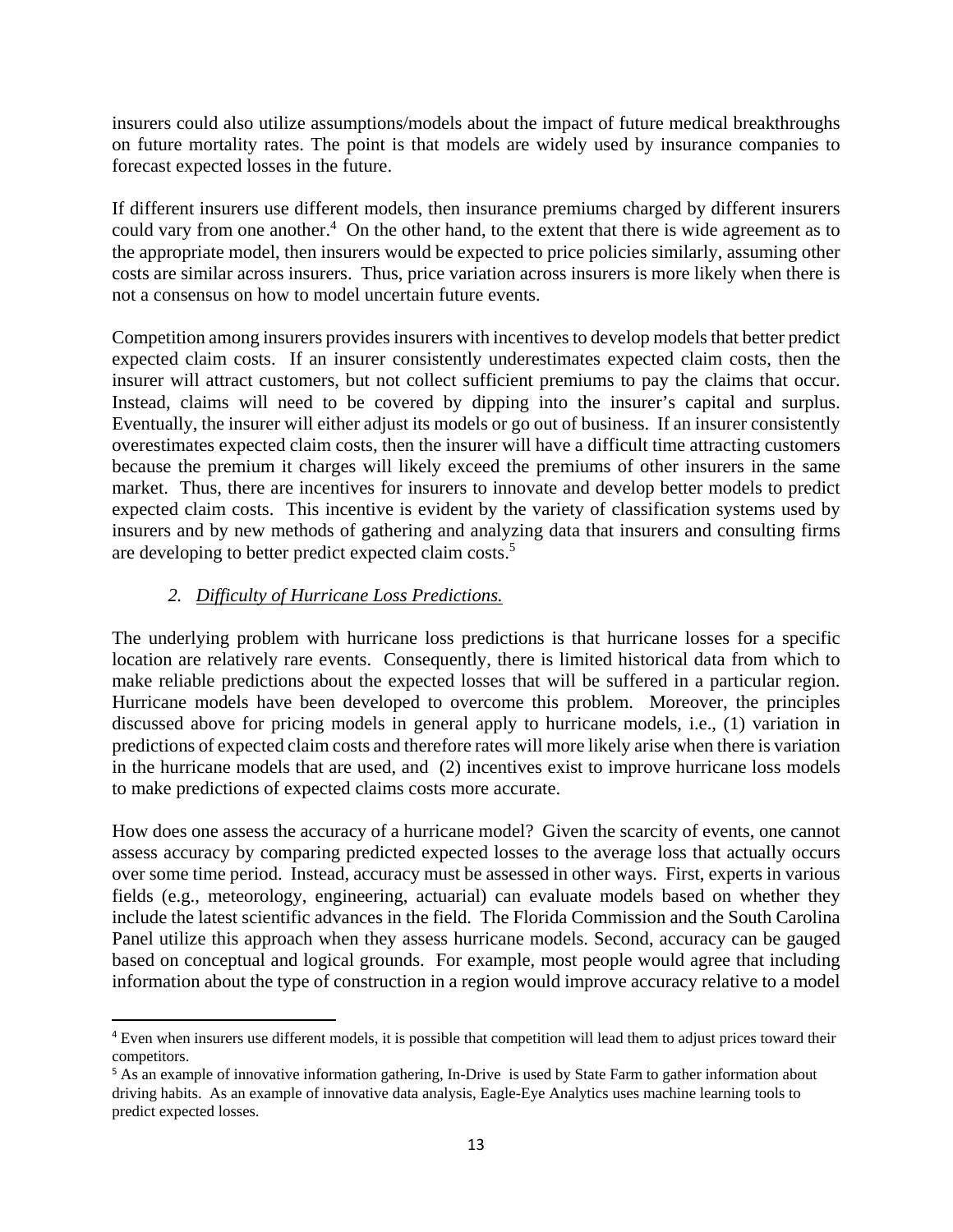insurers could also utilize assumptions/models about the impact of future medical breakthroughs on future mortality rates. The point is that models are widely used by insurance companies to forecast expected losses in the future.

If different insurers use different models, then insurance premiums charged by different insurers could vary from one another.[4] On the other hand, to the extent that there is wide agreement as to the appropriate model, then insurers would be expected to price policies similarly, assuming other costs are similar across insurers. Thus, price variation across insurers is more likely when there is not a consensus on how to model uncertain future events.

Competition among insurers provides insurers with incentives to develop models that better predict expected claim costs. If an insurer consistently underestimates expected claim costs, then the insurer will attract customers, but not collect sufficient premiums to pay the claims that occur. Instead, claims will need to be covered by dipping into the insurer's capital and surplus. Eventually, the insurer will either adjust its models or go out of business. If an insurer consistently overestimates expected claim costs, then the insurer will have a difficult time attracting customers because the premium it charges will likely exceed the premiums of other insurers in the same market. Thus, there are incentives for insurers to innovate and develop better models to predict expected claim costs. This incentive is evident by the variety of classification systems used by insurers and by new methods of gathering and analyzing data that insurers and consulting firms are developing to better predict expected claim costs.[5]

### *2. Difficulty of Hurricane Loss Predictions.*

The underlying problem with hurricane loss predictions is that hurricane losses for a specific location are relatively rare events. Consequently, there is limited historical data from which to make reliable predictions about the expected losses that will be suffered in a particular region. Hurricane models have been developed to overcome this problem. Moreover, the principles discussed above for pricing models in general apply to hurricane models, i.e., (1) variation in predictions of expected claim costs and therefore rates will more likely arise when there is variation in the hurricane models that are used, and (2) incentives exist to improve hurricane loss models to make predictions of expected claims costs more accurate.

How does one assess the accuracy of a hurricane model? Given the scarcity of events, one cannot assess accuracy by comparing predicted expected losses to the average loss that actually occurs over some time period. Instead, accuracy must be assessed in other ways. First, experts in various fields (e.g., meteorology, engineering, actuarial) can evaluate models based on whether they include the latest scientific advances in the field. The Florida Commission and the South Carolina Panel utilize this approach when they assess hurricane models. Second, accuracy can be gauged based on conceptual and logical grounds. For example, most people would agree that including information about the type of construction in a region would improve accuracy relative to a model

---

[4] Even when insurers use different models, it is possible that competition will lead them to adjust prices toward their competitors.

[5] As an example of innovative information gathering, In-Drive is used by State Farm to gather information about driving habits. As an example of innovative data analysis, Eagle-Eye Analytics uses machine learning tools to predict expected losses.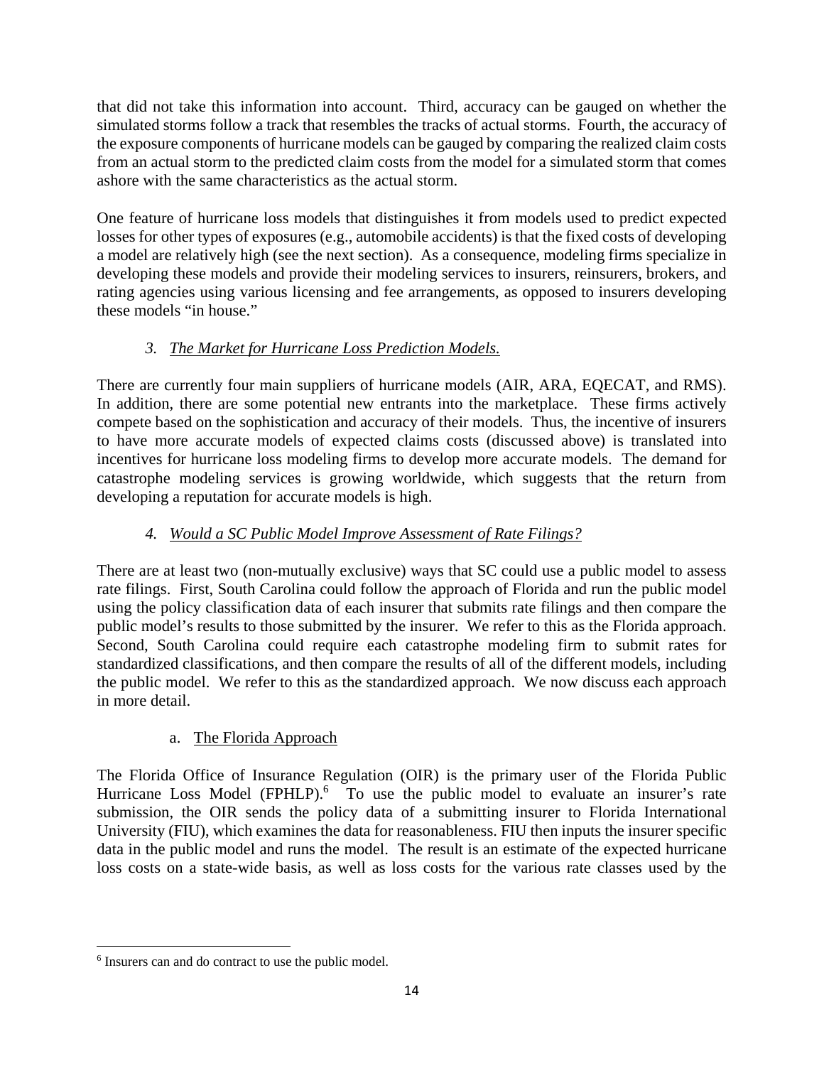that did not take this information into account. Third, accuracy can be gauged on whether the simulated storms follow a track that resembles the tracks of actual storms. Fourth, the accuracy of the exposure components of hurricane models can be gauged by comparing the realized claim costs from an actual storm to the predicted claim costs from the model for a simulated storm that comes ashore with the same characteristics as the actual storm.

One feature of hurricane loss models that distinguishes it from models used to predict expected losses for other types of exposures (e.g., automobile accidents) is that the fixed costs of developing a model are relatively high (see the next section). As a consequence, modeling firms specialize in developing these models and provide their modeling services to insurers, reinsurers, brokers, and rating agencies using various licensing and fee arrangements, as opposed to insurers developing these models "in house."

### 3. *The Market for Hurricane Loss Prediction Models.*

There are currently four main suppliers of hurricane models (AIR, ARA, EQECAT, and RMS). In addition, there are some potential new entrants into the marketplace. These firms actively compete based on the sophistication and accuracy of their models. Thus, the incentive of insurers to have more accurate models of expected claims costs (discussed above) is translated into incentives for hurricane loss modeling firms to develop more accurate models. The demand for catastrophe modeling services is growing worldwide, which suggests that the return from developing a reputation for accurate models is high.

### 4. *Would a SC Public Model Improve Assessment of Rate Filings?*

There are at least two (non-mutually exclusive) ways that SC could use a public model to assess rate filings. First, South Carolina could follow the approach of Florida and run the public model using the policy classification data of each insurer that submits rate filings and then compare the public model's results to those submitted by the insurer. We refer to this as the Florida approach. Second, South Carolina could require each catastrophe modeling firm to submit rates for standardized classifications, and then compare the results of all of the different models, including the public model. We refer to this as the standardized approach. We now discuss each approach in more detail.

#### a. The Florida Approach

The Florida Office of Insurance Regulation (OIR) is the primary user of the Florida Public Hurricane Loss Model (FPHLP).[6] To use the public model to evaluate an insurer's rate submission, the OIR sends the policy data of a submitting insurer to Florida International University (FIU), which examines the data for reasonableness. FIU then inputs the insurer specific data in the public model and runs the model. The result is an estimate of the expected hurricane loss costs on a state-wide basis, as well as loss costs for the various rate classes used by the

---

[6] Insurers can and do contract to use the public model.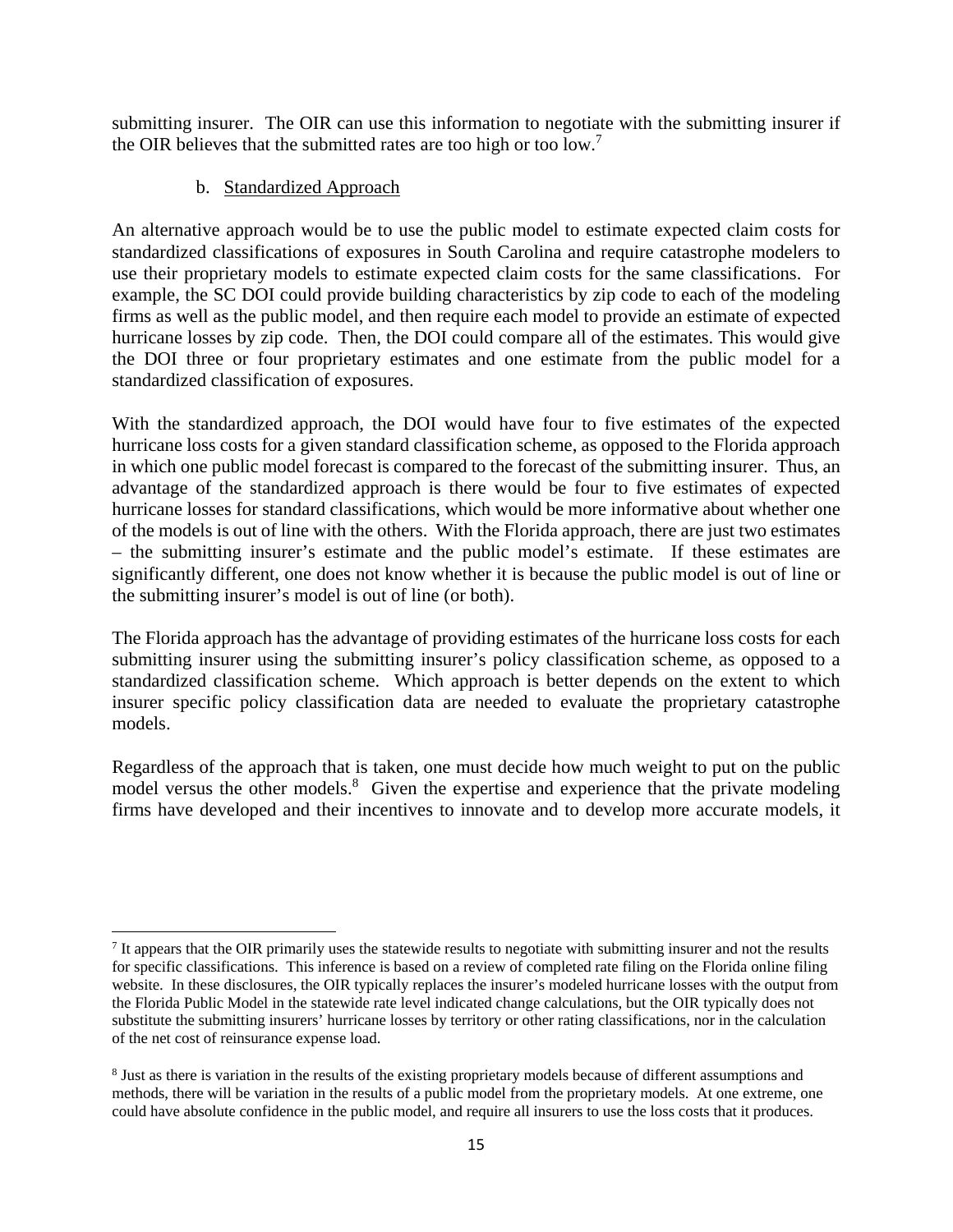submitting insurer. The OIR can use this information to negotiate with the submitting insurer if the OIR believes that the submitted rates are too high or too low.[7]

b. Standardized Approach

An alternative approach would be to use the public model to estimate expected claim costs for standardized classifications of exposures in South Carolina and require catastrophe modelers to use their proprietary models to estimate expected claim costs for the same classifications. For example, the SC DOI could provide building characteristics by zip code to each of the modeling firms as well as the public model, and then require each model to provide an estimate of expected hurricane losses by zip code. Then, the DOI could compare all of the estimates. This would give the DOI three or four proprietary estimates and one estimate from the public model for a standardized classification of exposures.

With the standardized approach, the DOI would have four to five estimates of the expected hurricane loss costs for a given standard classification scheme, as opposed to the Florida approach in which one public model forecast is compared to the forecast of the submitting insurer. Thus, an advantage of the standardized approach is there would be four to five estimates of expected hurricane losses for standard classifications, which would be more informative about whether one of the models is out of line with the others. With the Florida approach, there are just two estimates – the submitting insurer's estimate and the public model's estimate. If these estimates are significantly different, one does not know whether it is because the public model is out of line or the submitting insurer's model is out of line (or both).

The Florida approach has the advantage of providing estimates of the hurricane loss costs for each submitting insurer using the submitting insurer's policy classification scheme, as opposed to a standardized classification scheme. Which approach is better depends on the extent to which insurer specific policy classification data are needed to evaluate the proprietary catastrophe models.

Regardless of the approach that is taken, one must decide how much weight to put on the public model versus the other models.[8] Given the expertise and experience that the private modeling firms have developed and their incentives to innovate and to develop more accurate models, it

---

[7] It appears that the OIR primarily uses the statewide results to negotiate with submitting insurer and not the results for specific classifications. This inference is based on a review of completed rate filing on the Florida online filing website. In these disclosures, the OIR typically replaces the insurer's modeled hurricane losses with the output from the Florida Public Model in the statewide rate level indicated change calculations, but the OIR typically does not substitute the submitting insurers' hurricane losses by territory or other rating classifications, nor in the calculation of the net cost of reinsurance expense load.

[8] Just as there is variation in the results of the existing proprietary models because of different assumptions and methods, there will be variation in the results of a public model from the proprietary models. At one extreme, one could have absolute confidence in the public model, and require all insurers to use the loss costs that it produces.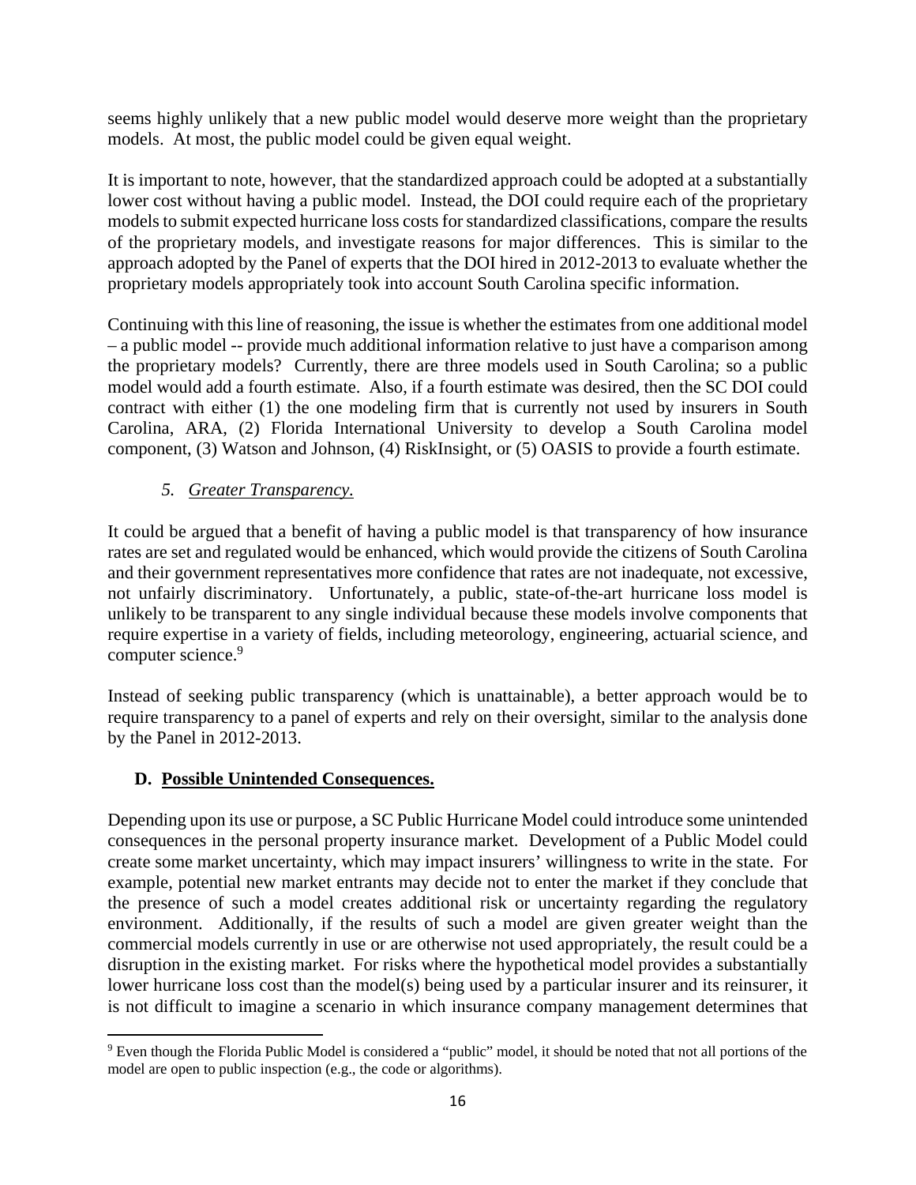seems highly unlikely that a new public model would deserve more weight than the proprietary models. At most, the public model could be given equal weight.

It is important to note, however, that the standardized approach could be adopted at a substantially lower cost without having a public model. Instead, the DOI could require each of the proprietary models to submit expected hurricane loss costs for standardized classifications, compare the results of the proprietary models, and investigate reasons for major differences. This is similar to the approach adopted by the Panel of experts that the DOI hired in 2012-2013 to evaluate whether the proprietary models appropriately took into account South Carolina specific information.

Continuing with this line of reasoning, the issue is whether the estimates from one additional model – a public model -- provide much additional information relative to just have a comparison among the proprietary models? Currently, there are three models used in South Carolina; so a public model would add a fourth estimate. Also, if a fourth estimate was desired, then the SC DOI could contract with either (1) the one modeling firm that is currently not used by insurers in South Carolina, ARA, (2) Florida International University to develop a South Carolina model component, (3) Watson and Johnson, (4) RiskInsight, or (5) OASIS to provide a fourth estimate.

*5. Greater Transparency.*

It could be argued that a benefit of having a public model is that transparency of how insurance rates are set and regulated would be enhanced, which would provide the citizens of South Carolina and their government representatives more confidence that rates are not inadequate, not excessive, not unfairly discriminatory. Unfortunately, a public, state-of-the-art hurricane loss model is unlikely to be transparent to any single individual because these models involve components that require expertise in a variety of fields, including meteorology, engineering, actuarial science, and computer science.[9]

Instead of seeking public transparency (which is unattainable), a better approach would be to require transparency to a panel of experts and rely on their oversight, similar to the analysis done by the Panel in 2012-2013.

### D. Possible Unintended Consequences.

Depending upon its use or purpose, a SC Public Hurricane Model could introduce some unintended consequences in the personal property insurance market. Development of a Public Model could create some market uncertainty, which may impact insurers' willingness to write in the state. For example, potential new market entrants may decide not to enter the market if they conclude that the presence of such a model creates additional risk or uncertainty regarding the regulatory environment. Additionally, if the results of such a model are given greater weight than the commercial models currently in use or are otherwise not used appropriately, the result could be a disruption in the existing market. For risks where the hypothetical model provides a substantially lower hurricane loss cost than the model(s) being used by a particular insurer and its reinsurer, it is not difficult to imagine a scenario in which insurance company management determines that

[9] Even though the Florida Public Model is considered a "public" model, it should be noted that not all portions of the model are open to public inspection (e.g., the code or algorithms).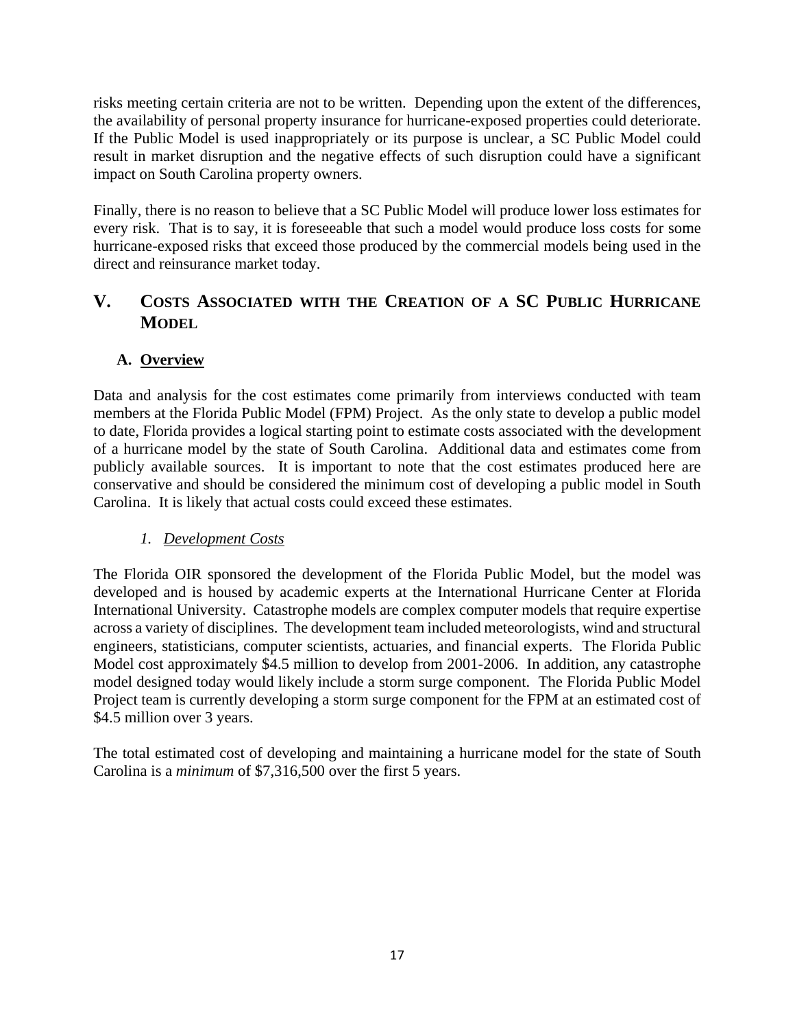risks meeting certain criteria are not to be written. Depending upon the extent of the differences, the availability of personal property insurance for hurricane-exposed properties could deteriorate. If the Public Model is used inappropriately or its purpose is unclear, a SC Public Model could result in market disruption and the negative effects of such disruption could have a significant impact on South Carolina property owners.

Finally, there is no reason to believe that a SC Public Model will produce lower loss estimates for every risk. That is to say, it is foreseeable that such a model would produce loss costs for some hurricane-exposed risks that exceed those produced by the commercial models being used in the direct and reinsurance market today.

## V. Costs Associated with the Creation of a SC Public Hurricane Model

### A. <u>Overview</u>

Data and analysis for the cost estimates come primarily from interviews conducted with team members at the Florida Public Model (FPM) Project. As the only state to develop a public model to date, Florida provides a logical starting point to estimate costs associated with the development of a hurricane model by the state of South Carolina. Additional data and estimates come from publicly available sources. It is important to note that the cost estimates produced here are conservative and should be considered the minimum cost of developing a public model in South Carolina. It is likely that actual costs could exceed these estimates.

#### *1. <u>Development Costs</u>*

The Florida OIR sponsored the development of the Florida Public Model, but the model was developed and is housed by academic experts at the International Hurricane Center at Florida International University. Catastrophe models are complex computer models that require expertise across a variety of disciplines. The development team included meteorologists, wind and structural engineers, statisticians, computer scientists, actuaries, and financial experts. The Florida Public Model cost approximately $4.5 million to develop from 2001-2006. In addition, any catastrophe model designed today would likely include a storm surge component. The Florida Public Model Project team is currently developing a storm surge component for the FPM at an estimated cost of $4.5 million over 3 years.

The total estimated cost of developing and maintaining a hurricane model for the state of South Carolina is a *minimum* of $7,316,500 over the first 5 years.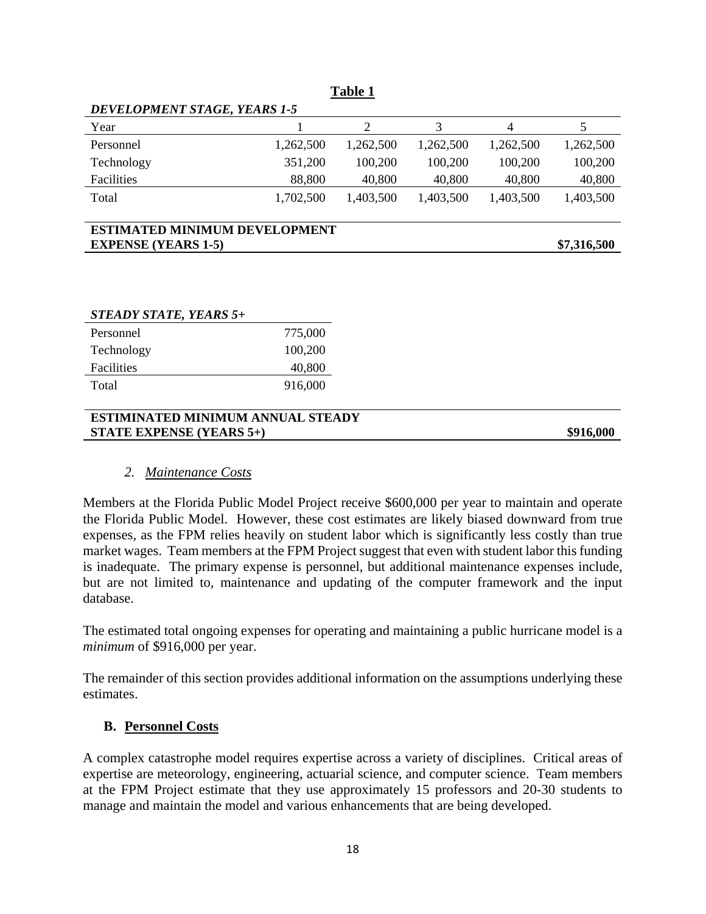**Table 1**

| *DEVELOPMENT STAGE, YEARS 1-5* | | | | | |
|---|---|---|---|---|---|
| Year | 1 | 2 | 3 | 4 | 5 |
| Personnel | 1,262,500 | 1,262,500 | 1,262,500 | 1,262,500 | 1,262,500 |
| Technology | 351,200 | 100,200 | 100,200 | 100,200 | 100,200 |
| Facilities | 88,800 | 40,800 | 40,800 | 40,800 | 40,800 |
| Total | 1,702,500 | 1,403,500 | 1,403,500 | 1,403,500 | 1,403,500 |
| **ESTIMATED MINIMUM DEVELOPMENT EXPENSE (YEARS 1-5)** | | | | | **$7,316,500** |

| *STEADY STATE, YEARS 5+* | |
|---|---|
| Personnel | 775,000 |
| Technology | 100,200 |
| Facilities | 40,800 |
| Total | 916,000 |
| **ESTIMINATED MINIMUM ANNUAL STEADY STATE EXPENSE (YEARS 5+)** | **$916,000** |

### 2. *Maintenance Costs*

Members at the Florida Public Model Project receive $600,000 per year to maintain and operate the Florida Public Model. However, these cost estimates are likely biased downward from true expenses, as the FPM relies heavily on student labor which is significantly less costly than true market wages. Team members at the FPM Project suggest that even with student labor this funding is inadequate. The primary expense is personnel, but additional maintenance expenses include, but are not limited to, maintenance and updating of the computer framework and the input database.

The estimated total ongoing expenses for operating and maintaining a public hurricane model is a *minimum* of $916,000 per year.

The remainder of this section provides additional information on the assumptions underlying these estimates.

## B. Personnel Costs

A complex catastrophe model requires expertise across a variety of disciplines. Critical areas of expertise are meteorology, engineering, actuarial science, and computer science. Team members at the FPM Project estimate that they use approximately 15 professors and 20-30 students to manage and maintain the model and various enhancements that are being developed.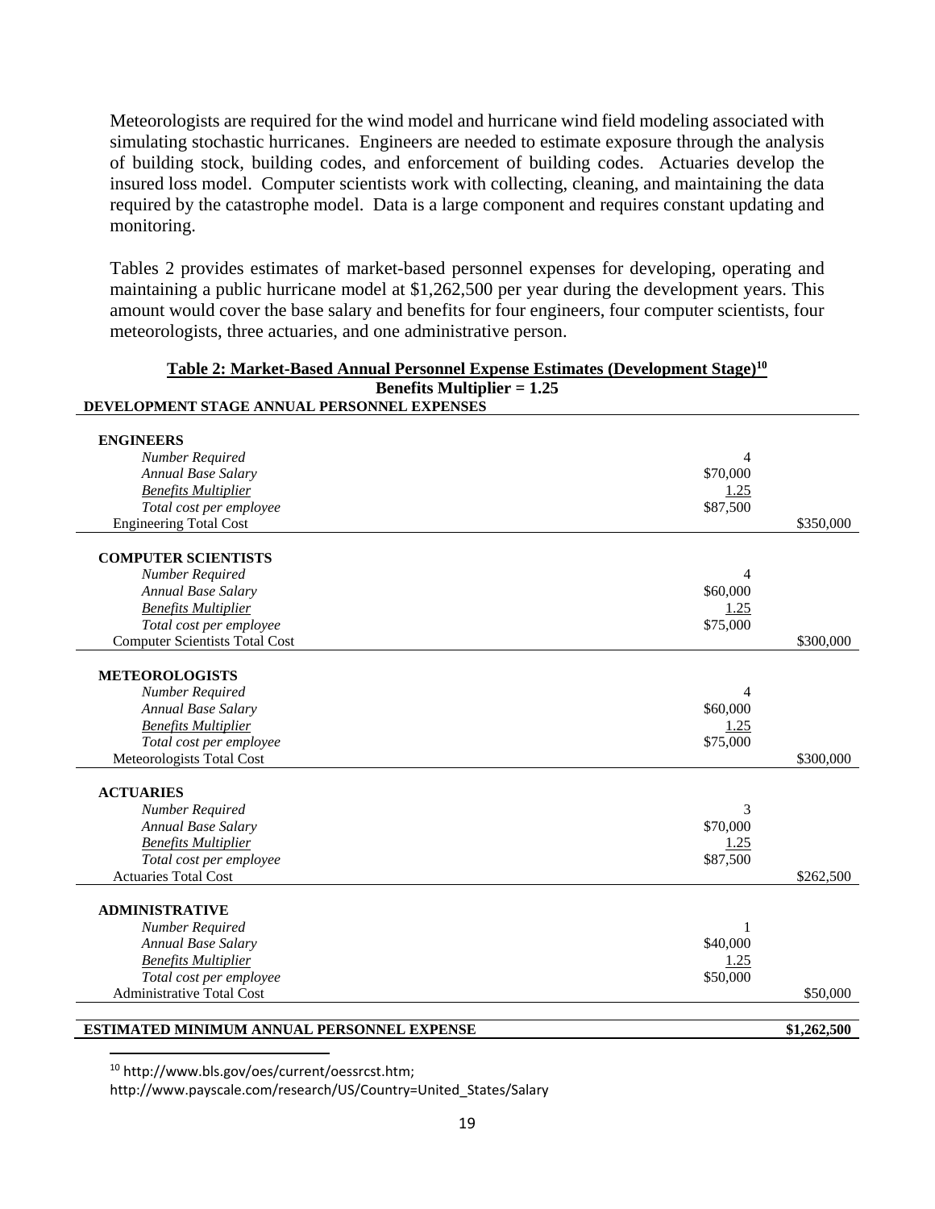Meteorologists are required for the wind model and hurricane wind field modeling associated with simulating stochastic hurricanes. Engineers are needed to estimate exposure through the analysis of building stock, building codes, and enforcement of building codes. Actuaries develop the insured loss model. Computer scientists work with collecting, cleaning, and maintaining the data required by the catastrophe model. Data is a large component and requires constant updating and monitoring.

Tables 2 provides estimates of market-based personnel expenses for developing, operating and maintaining a public hurricane model at $1,262,500 per year during the development years. This amount would cover the base salary and benefits for four engineers, four computer scientists, four meteorologists, three actuaries, and one administrative person.

**Table 2: Market-Based Annual Personnel Expense Estimates (Development Stage)[10]**

**Benefits Multiplier = 1.25**

| DEVELOPMENT STAGE ANNUAL PERSONNEL EXPENSES | | |
|---|---|---|
| **ENGINEERS** | | |
| *Number Required* | 4 | |
| *Annual Base Salary* | $70,000 | |
| *Benefits Multiplier* | 1.25 | |
| *Total cost per employee* | $87,500 | |
| Engineering Total Cost | | $350,000 |
| **COMPUTER SCIENTISTS** | | |
| *Number Required* | 4 | |
| *Annual Base Salary* | $60,000 | |
| *Benefits Multiplier* | 1.25 | |
| *Total cost per employee* | $75,000 | |
| Computer Scientists Total Cost | | $300,000 |
| **METEOROLOGISTS** | | |
| *Number Required* | 4 | |
| *Annual Base Salary* | $60,000 | |
| *Benefits Multiplier* | 1.25 | |
| *Total cost per employee* | $75,000 | |
| Meteorologists Total Cost | | $300,000 |
| **ACTUARIES** | | |
| *Number Required* | 3 | |
| *Annual Base Salary* | $70,000 | |
| *Benefits Multiplier* | 1.25 | |
| *Total cost per employee* | $87,500 | |
| Actuaries Total Cost | | $262,500 |
| **ADMINISTRATIVE** | | |
| *Number Required* | 1 | |
| *Annual Base Salary* | $40,000 | |
| *Benefits Multiplier* | 1.25 | |
| *Total cost per employee* | $50,000 | |
| Administrative Total Cost | | $50,000 |
| **ESTIMATED MINIMUM ANNUAL PERSONNEL EXPENSE** | | **$1,262,500** |

[10] http://www.bls.gov/oes/current/oessrcst.htm; http://www.payscale.com/research/US/Country=United_States/Salary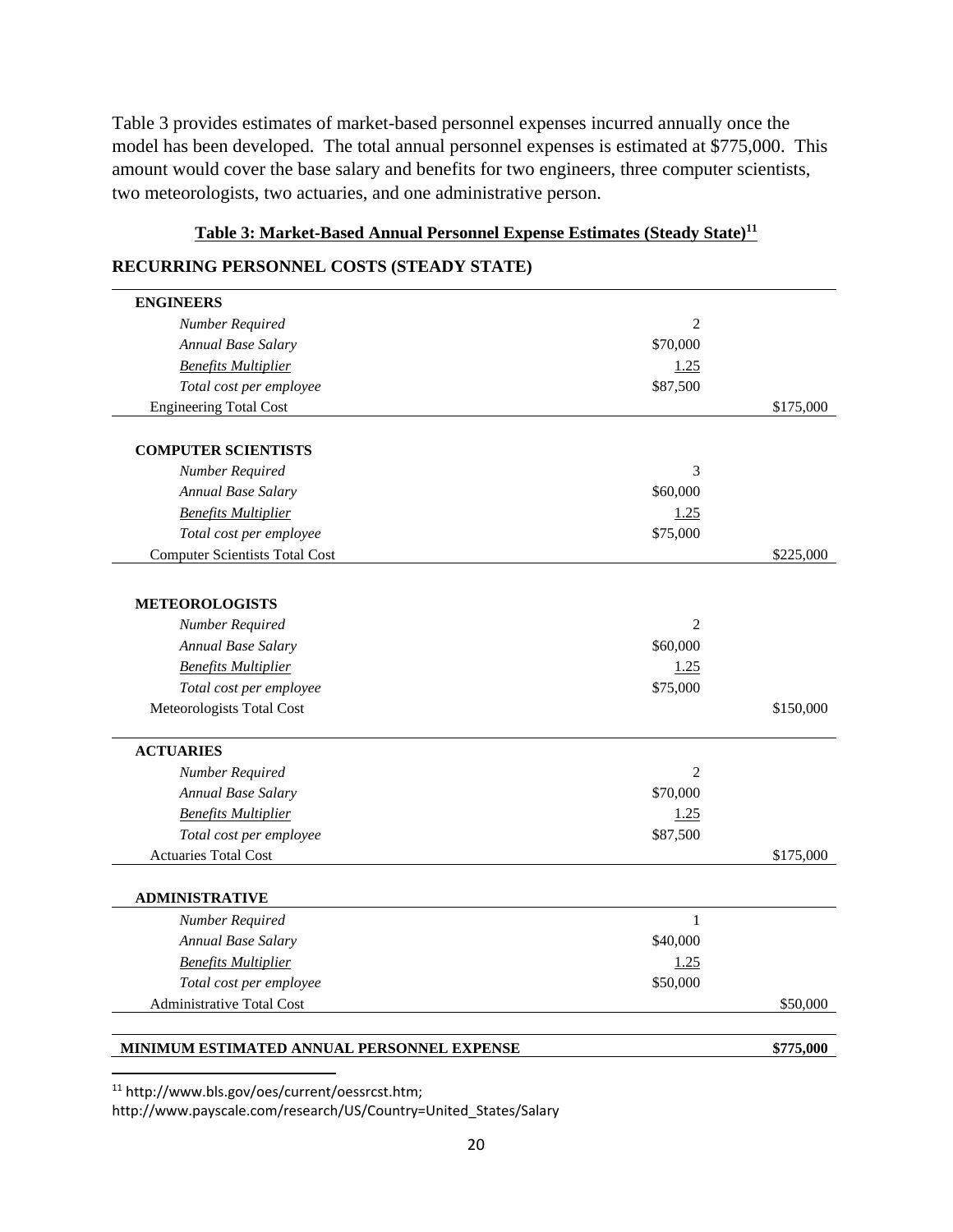Table 3 provides estimates of market-based personnel expenses incurred annually once the model has been developed. The total annual personnel expenses is estimated at $775,000. This amount would cover the base salary and benefits for two engineers, three computer scientists, two meteorologists, two actuaries, and one administrative person.

**Table 3: Market-Based Annual Personnel Expense Estimates (Steady State)[11]**

**RECURRING PERSONNEL COSTS (STEADY STATE)**

| | | |
|---|---|---|
| **ENGINEERS** | | |
| *Number Required* | 2 | |
| *Annual Base Salary* | $70,000 | |
| *Benefits Multiplier* | 1.25 | |
| *Total cost per employee* | $87,500 | |
| Engineering Total Cost | | $175,000 |
| **COMPUTER SCIENTISTS** | | |
| *Number Required* | 3 | |
| *Annual Base Salary* | $60,000 | |
| *Benefits Multiplier* | 1.25 | |
| *Total cost per employee* | $75,000 | |
| Computer Scientists Total Cost | | $225,000 |
| **METEOROLOGISTS** | | |
| *Number Required* | 2 | |
| *Annual Base Salary* | $60,000 | |
| *Benefits Multiplier* | 1.25 | |
| *Total cost per employee* | $75,000 | |
| Meteorologists Total Cost | | $150,000 |
| **ACTUARIES** | | |
| *Number Required* | 2 | |
| *Annual Base Salary* | $70,000 | |
| *Benefits Multiplier* | 1.25 | |
| *Total cost per employee* | $87,500 | |
| Actuaries Total Cost | | $175,000 |
| **ADMINISTRATIVE** | | |
| *Number Required* | 1 | |
| *Annual Base Salary* | $40,000 | |
| *Benefits Multiplier* | 1.25 | |
| *Total cost per employee* | $50,000 | |
| Administrative Total Cost | | $50,000 |
| **MINIMUM ESTIMATED ANNUAL PERSONNEL EXPENSE** | | **$775,000** |

[11] http://www.bls.gov/oes/current/oessrcst.htm; http://www.payscale.com/research/US/Country=United_States/Salary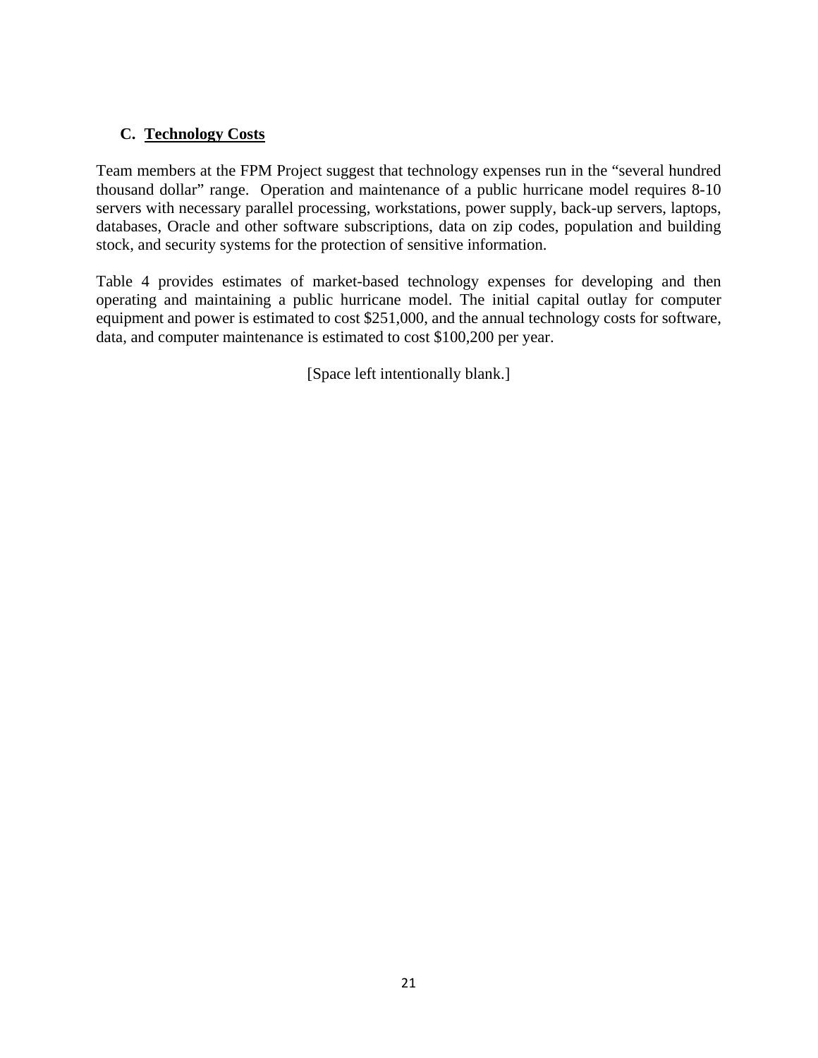### C. Technology Costs

Team members at the FPM Project suggest that technology expenses run in the "several hundred thousand dollar" range. Operation and maintenance of a public hurricane model requires 8-10 servers with necessary parallel processing, workstations, power supply, back-up servers, laptops, databases, Oracle and other software subscriptions, data on zip codes, population and building stock, and security systems for the protection of sensitive information.

Table 4 provides estimates of market-based technology expenses for developing and then operating and maintaining a public hurricane model. The initial capital outlay for computer equipment and power is estimated to cost $251,000, and the annual technology costs for software, data, and computer maintenance is estimated to cost $100,200 per year.

[Space left intentionally blank.]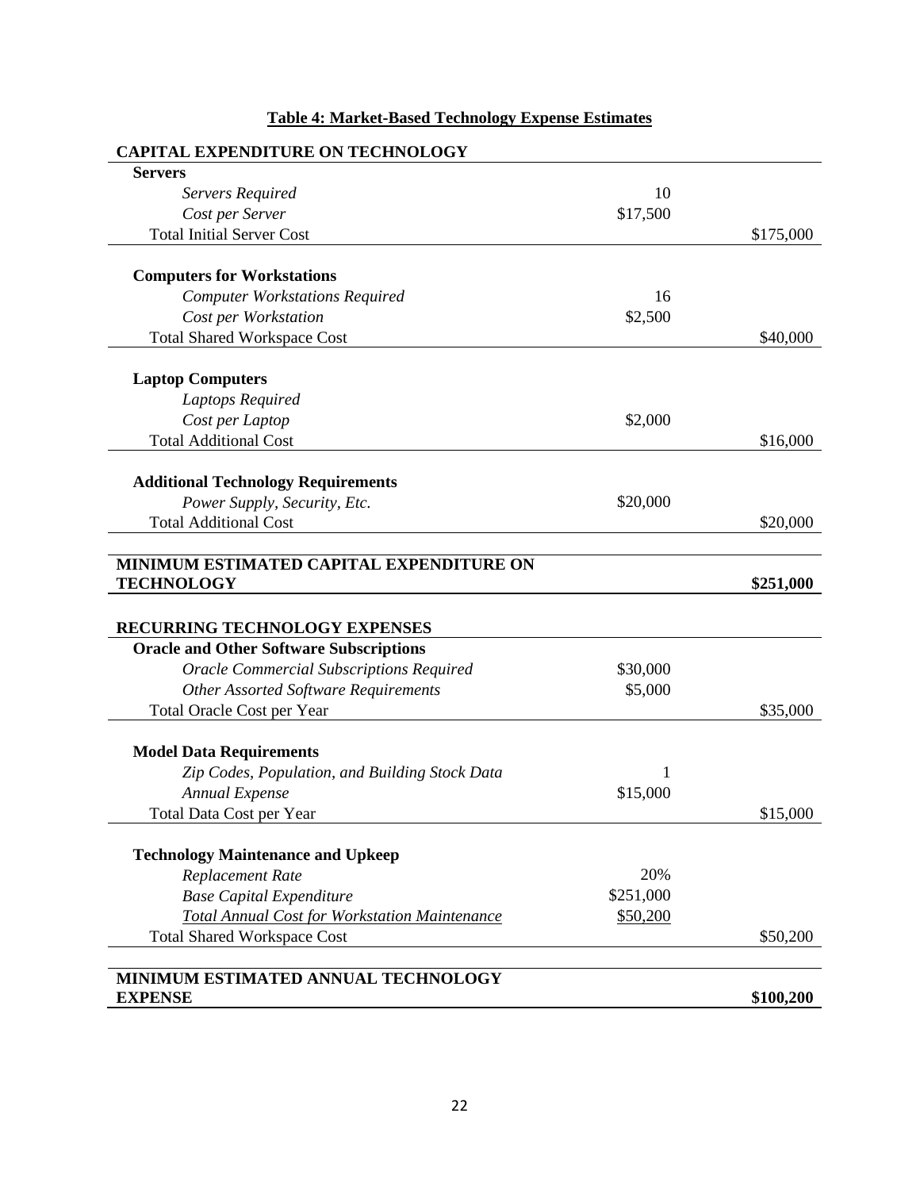**Table 4: Market-Based Technology Expense Estimates**

| | | |
|---|---|---|
| **CAPITAL EXPENDITURE ON TECHNOLOGY** | | |
| **Servers** | | |
| *Servers Required* | 10 | |
| *Cost per Server* | $17,500 | |
| Total Initial Server Cost | | $175,000 |
| **Computers for Workstations** | | |
| *Computer Workstations Required* | 16 | |
| *Cost per Workstation* | $2,500 | |
| Total Shared Workspace Cost | | $40,000 |
| **Laptop Computers** | | |
| *Laptops Required* | | |
| *Cost per Laptop* | $2,000 | |
| Total Additional Cost | | $16,000 |
| **Additional Technology Requirements** | | |
| *Power Supply, Security, Etc.* | $20,000 | |
| Total Additional Cost | | $20,000 |
| **MINIMUM ESTIMATED CAPITAL EXPENDITURE ON TECHNOLOGY** | | **$251,000** |
| **RECURRING TECHNOLOGY EXPENSES** | | |
| **Oracle and Other Software Subscriptions** | | |
| *Oracle Commercial Subscriptions Required* | $30,000 | |
| *Other Assorted Software Requirements* | $5,000 | |
| Total Oracle Cost per Year | | $35,000 |
| **Model Data Requirements** | | |
| *Zip Codes, Population, and Building Stock Data* | 1 | |
| *Annual Expense* | $15,000 | |
| Total Data Cost per Year | | $15,000 |
| **Technology Maintenance and Upkeep** | | |
| *Replacement Rate* | 20% | |
| *Base Capital Expenditure* | $251,000 | |
| *Total Annual Cost for Workstation Maintenance* | $50,200 | |
| Total Shared Workspace Cost | | $50,200 |
| **MINIMUM ESTIMATED ANNUAL TECHNOLOGY EXPENSE** | | **$100,200** |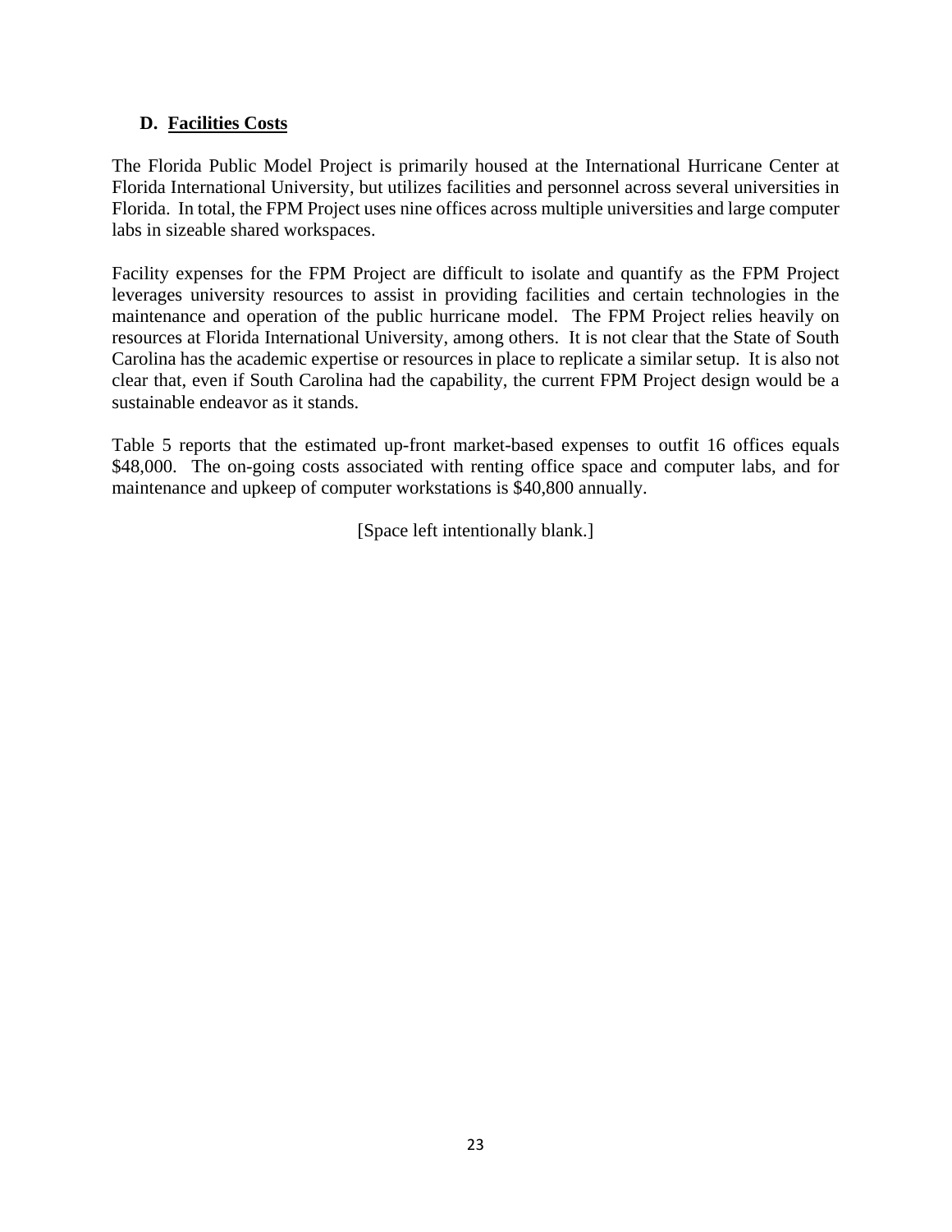### D. Facilities Costs

The Florida Public Model Project is primarily housed at the International Hurricane Center at Florida International University, but utilizes facilities and personnel across several universities in Florida. In total, the FPM Project uses nine offices across multiple universities and large computer labs in sizeable shared workspaces.

Facility expenses for the FPM Project are difficult to isolate and quantify as the FPM Project leverages university resources to assist in providing facilities and certain technologies in the maintenance and operation of the public hurricane model. The FPM Project relies heavily on resources at Florida International University, among others. It is not clear that the State of South Carolina has the academic expertise or resources in place to replicate a similar setup. It is also not clear that, even if South Carolina had the capability, the current FPM Project design would be a sustainable endeavor as it stands.

Table 5 reports that the estimated up-front market-based expenses to outfit 16 offices equals $48,000. The on-going costs associated with renting office space and computer labs, and for maintenance and upkeep of computer workstations is $40,800 annually.

[Space left intentionally blank.]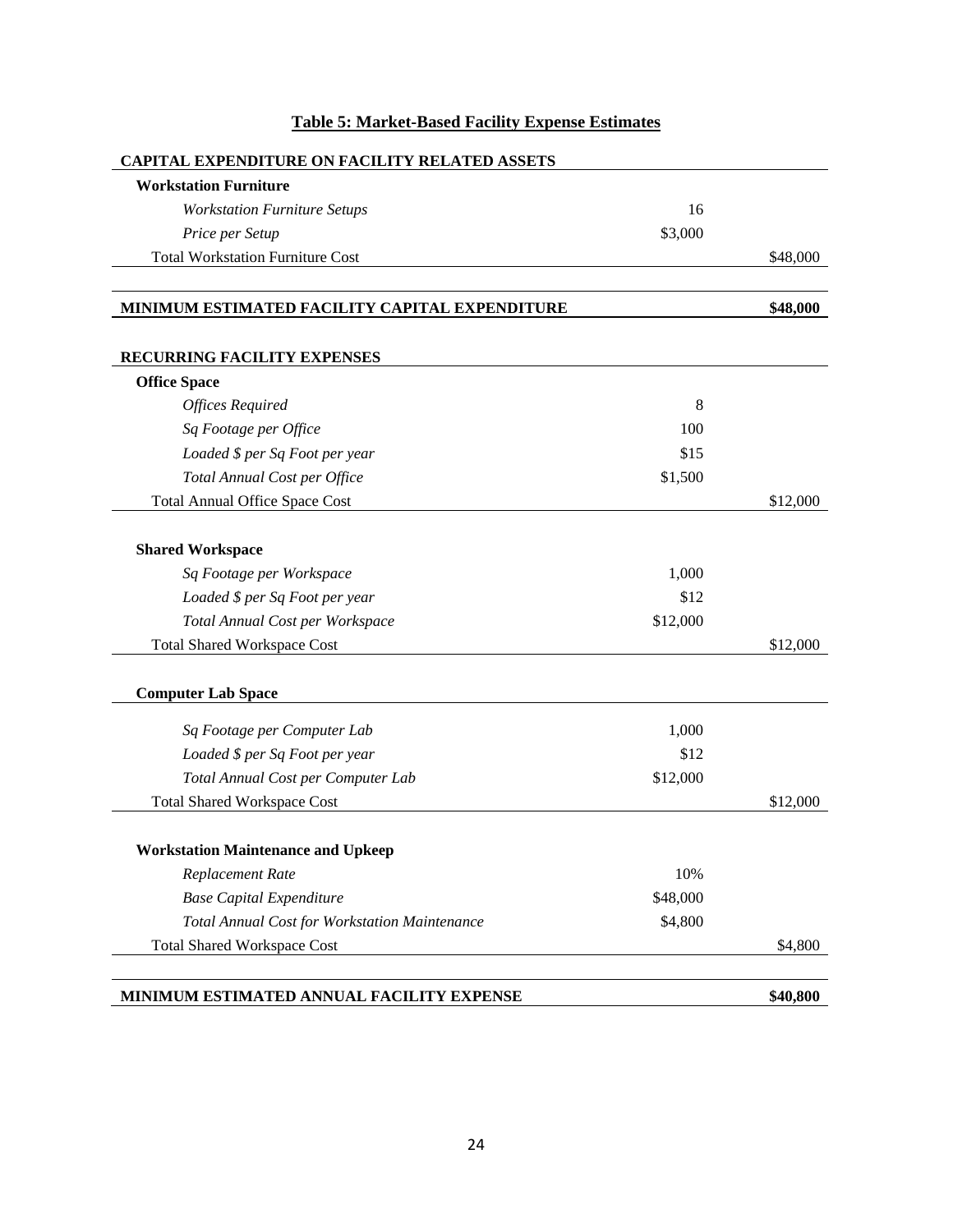**Table 5: Market-Based Facility Expense Estimates**

| | | |
|---|---|---|
| **CAPITAL EXPENDITURE ON FACILITY RELATED ASSETS** | | |
| **Workstation Furniture** | | |
| *Workstation Furniture Setups* | 16 | |
| *Price per Setup* | $3,000 | |
| Total Workstation Furniture Cost | | $48,000 |
| | | |
| **MINIMUM ESTIMATED FACILITY CAPITAL EXPENDITURE** | | **$48,000** |
| | | |
| **RECURRING FACILITY EXPENSES** | | |
| **Office Space** | | |
| *Offices Required* | 8 | |
| *Sq Footage per Office* | 100 | |
| *Loaded $ per Sq Foot per year* | $15 | |
| *Total Annual Cost per Office* | $1,500 | |
| Total Annual Office Space Cost | | $12,000 |
| | | |
| **Shared Workspace** | | |
| *Sq Footage per Workspace* | 1,000 | |
| *Loaded $ per Sq Foot per year* | $12 | |
| *Total Annual Cost per Workspace* | $12,000 | |
| Total Shared Workspace Cost | | $12,000 |
| | | |
| **Computer Lab Space** | | |
| *Sq Footage per Computer Lab* | 1,000 | |
| *Loaded $ per Sq Foot per year* | $12 | |
| *Total Annual Cost per Computer Lab* | $12,000 | |
| Total Shared Workspace Cost | | $12,000 |
| | | |
| **Workstation Maintenance and Upkeep** | | |
| *Replacement Rate* | 10% | |
| *Base Capital Expenditure* | $48,000 | |
| *Total Annual Cost for Workstation Maintenance* | $4,800 | |
| Total Shared Workspace Cost | | $4,800 |
| | | |
| **MINIMUM ESTIMATED ANNUAL FACILITY EXPENSE** | | **$40,800** |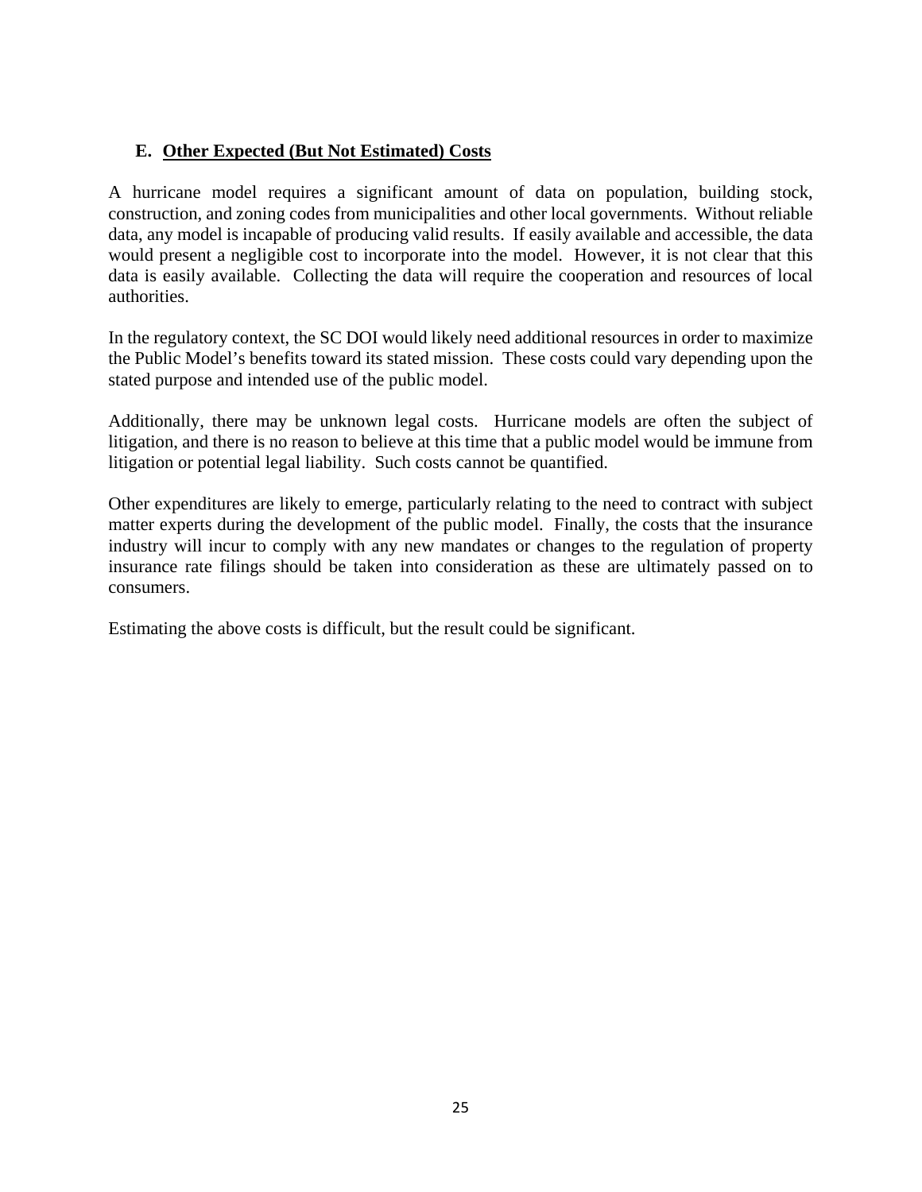### E. Other Expected (But Not Estimated) Costs

A hurricane model requires a significant amount of data on population, building stock, construction, and zoning codes from municipalities and other local governments. Without reliable data, any model is incapable of producing valid results. If easily available and accessible, the data would present a negligible cost to incorporate into the model. However, it is not clear that this data is easily available. Collecting the data will require the cooperation and resources of local authorities.

In the regulatory context, the SC DOI would likely need additional resources in order to maximize the Public Model's benefits toward its stated mission. These costs could vary depending upon the stated purpose and intended use of the public model.

Additionally, there may be unknown legal costs. Hurricane models are often the subject of litigation, and there is no reason to believe at this time that a public model would be immune from litigation or potential legal liability. Such costs cannot be quantified.

Other expenditures are likely to emerge, particularly relating to the need to contract with subject matter experts during the development of the public model. Finally, the costs that the insurance industry will incur to comply with any new mandates or changes to the regulation of property insurance rate filings should be taken into consideration as these are ultimately passed on to consumers.

Estimating the above costs is difficult, but the result could be significant.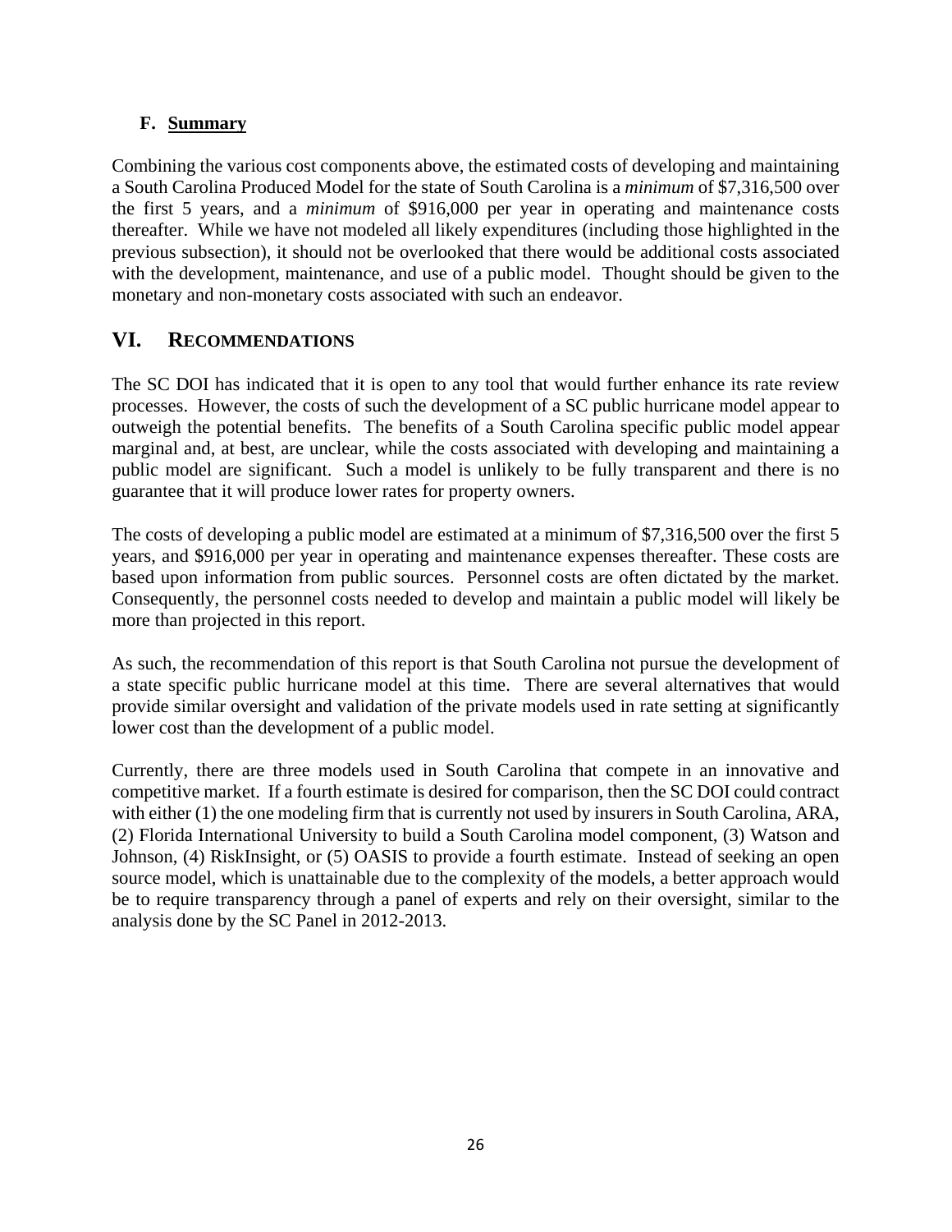### F. Summary

Combining the various cost components above, the estimated costs of developing and maintaining a South Carolina Produced Model for the state of South Carolina is a *minimum* of $7,316,500 over the first 5 years, and a *minimum* of $916,000 per year in operating and maintenance costs thereafter. While we have not modeled all likely expenditures (including those highlighted in the previous subsection), it should not be overlooked that there would be additional costs associated with the development, maintenance, and use of a public model. Thought should be given to the monetary and non-monetary costs associated with such an endeavor.

## VI. RECOMMENDATIONS

The SC DOI has indicated that it is open to any tool that would further enhance its rate review processes. However, the costs of such the development of a SC public hurricane model appear to outweigh the potential benefits. The benefits of a South Carolina specific public model appear marginal and, at best, are unclear, while the costs associated with developing and maintaining a public model are significant. Such a model is unlikely to be fully transparent and there is no guarantee that it will produce lower rates for property owners.

The costs of developing a public model are estimated at a minimum of $7,316,500 over the first 5 years, and $916,000 per year in operating and maintenance expenses thereafter. These costs are based upon information from public sources. Personnel costs are often dictated by the market. Consequently, the personnel costs needed to develop and maintain a public model will likely be more than projected in this report.

As such, the recommendation of this report is that South Carolina not pursue the development of a state specific public hurricane model at this time. There are several alternatives that would provide similar oversight and validation of the private models used in rate setting at significantly lower cost than the development of a public model.

Currently, there are three models used in South Carolina that compete in an innovative and competitive market. If a fourth estimate is desired for comparison, then the SC DOI could contract with either (1) the one modeling firm that is currently not used by insurers in South Carolina, ARA, (2) Florida International University to build a South Carolina model component, (3) Watson and Johnson, (4) RiskInsight, or (5) OASIS to provide a fourth estimate. Instead of seeking an open source model, which is unattainable due to the complexity of the models, a better approach would be to require transparency through a panel of experts and rely on their oversight, similar to the analysis done by the SC Panel in 2012-2013.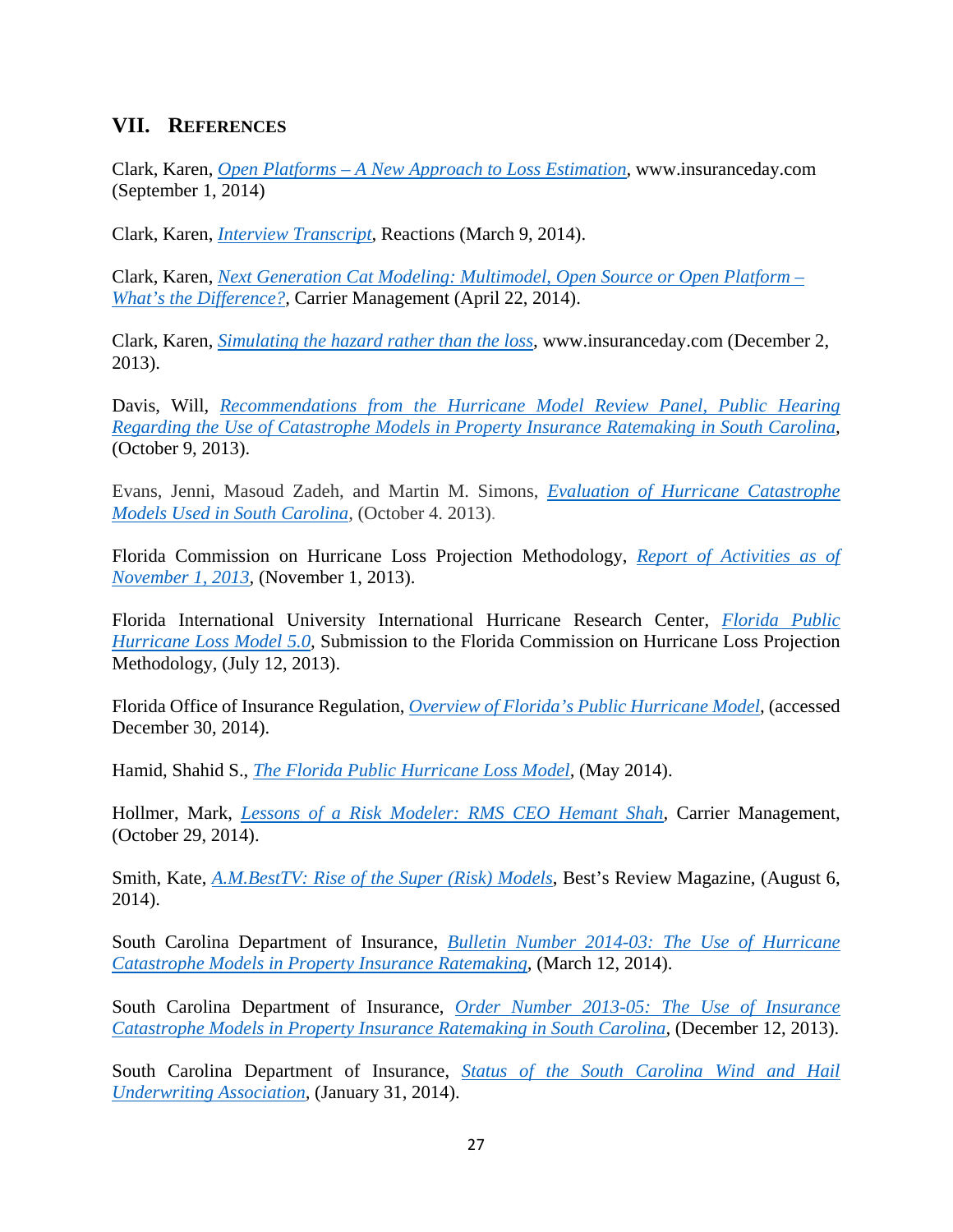## VII. References

Clark, Karen, *Open Platforms – A New Approach to Loss Estimation*, www.insuranceday.com (September 1, 2014)

Clark, Karen, *Interview Transcript*, Reactions (March 9, 2014).

Clark, Karen, *Next Generation Cat Modeling: Multimodel, Open Source or Open Platform – What's the Difference?*, Carrier Management (April 22, 2014).

Clark, Karen, *Simulating the hazard rather than the loss*, www.insuranceday.com (December 2, 2013).

Davis, Will, *Recommendations from the Hurricane Model Review Panel, Public Hearing Regarding the Use of Catastrophe Models in Property Insurance Ratemaking in South Carolina*, (October 9, 2013).

Evans, Jenni, Masoud Zadeh, and Martin M. Simons, *Evaluation of Hurricane Catastrophe Models Used in South Carolina*, (October 4. 2013).

Florida Commission on Hurricane Loss Projection Methodology, *Report of Activities as of November 1, 2013*, (November 1, 2013).

Florida International University International Hurricane Research Center, *Florida Public Hurricane Loss Model 5.0*, Submission to the Florida Commission on Hurricane Loss Projection Methodology, (July 12, 2013).

Florida Office of Insurance Regulation, *Overview of Florida's Public Hurricane Model*, (accessed December 30, 2014).

Hamid, Shahid S., *The Florida Public Hurricane Loss Model*, (May 2014).

Hollmer, Mark, *Lessons of a Risk Modeler: RMS CEO Hemant Shah*, Carrier Management, (October 29, 2014).

Smith, Kate, *A.M.BestTV: Rise of the Super (Risk) Models*, Best's Review Magazine, (August 6, 2014).

South Carolina Department of Insurance, *Bulletin Number 2014-03: The Use of Hurricane Catastrophe Models in Property Insurance Ratemaking*, (March 12, 2014).

South Carolina Department of Insurance, *Order Number 2013-05: The Use of Insurance Catastrophe Models in Property Insurance Ratemaking in South Carolina*, (December 12, 2013).

South Carolina Department of Insurance, *Status of the South Carolina Wind and Hail Underwriting Association*, (January 31, 2014).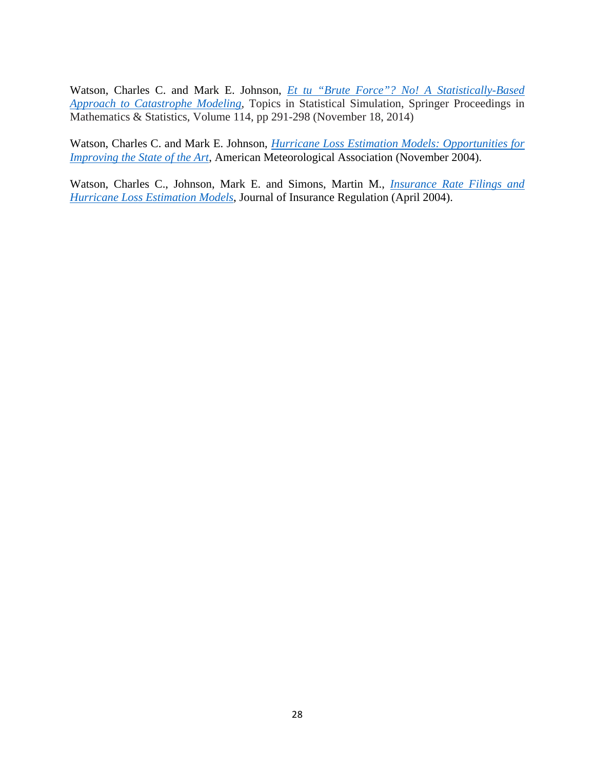Watson, Charles C. and Mark E. Johnson, *Et tu "Brute Force"? No! A Statistically-Based Approach to Catastrophe Modeling*, Topics in Statistical Simulation, Springer Proceedings in Mathematics & Statistics, Volume 114, pp 291-298 (November 18, 2014)

Watson, Charles C. and Mark E. Johnson, *Hurricane Loss Estimation Models: Opportunities for Improving the State of the Art*, American Meteorological Association (November 2004).

Watson, Charles C., Johnson, Mark E. and Simons, Martin M., *Insurance Rate Filings and Hurricane Loss Estimation Models*, Journal of Insurance Regulation (April 2004).